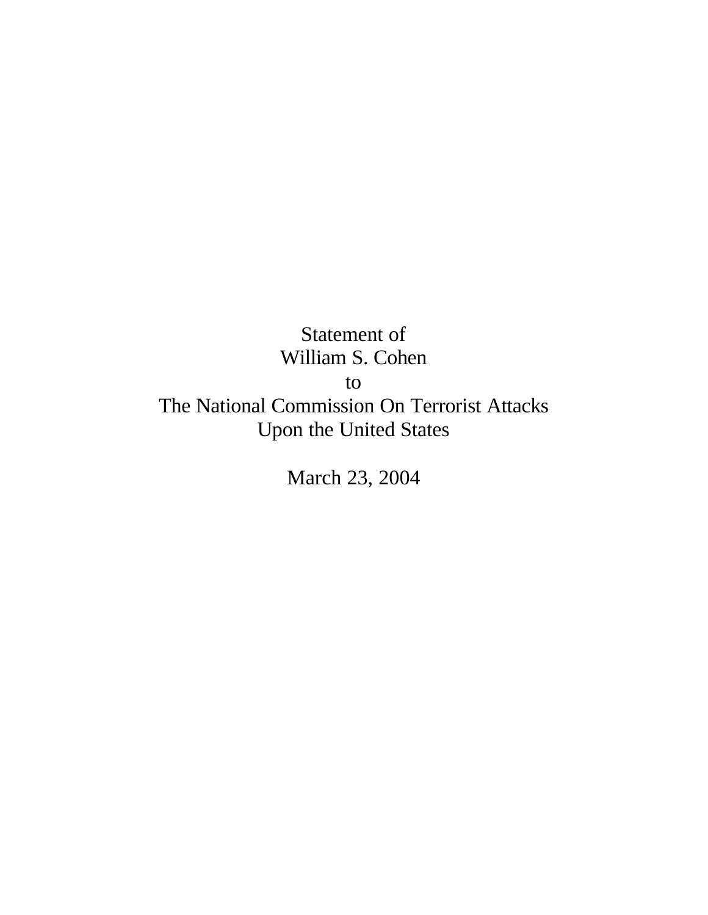Statement of
William S. Cohen
to
The National Commission On Terrorist Attacks
Upon the United States

March 23, 2004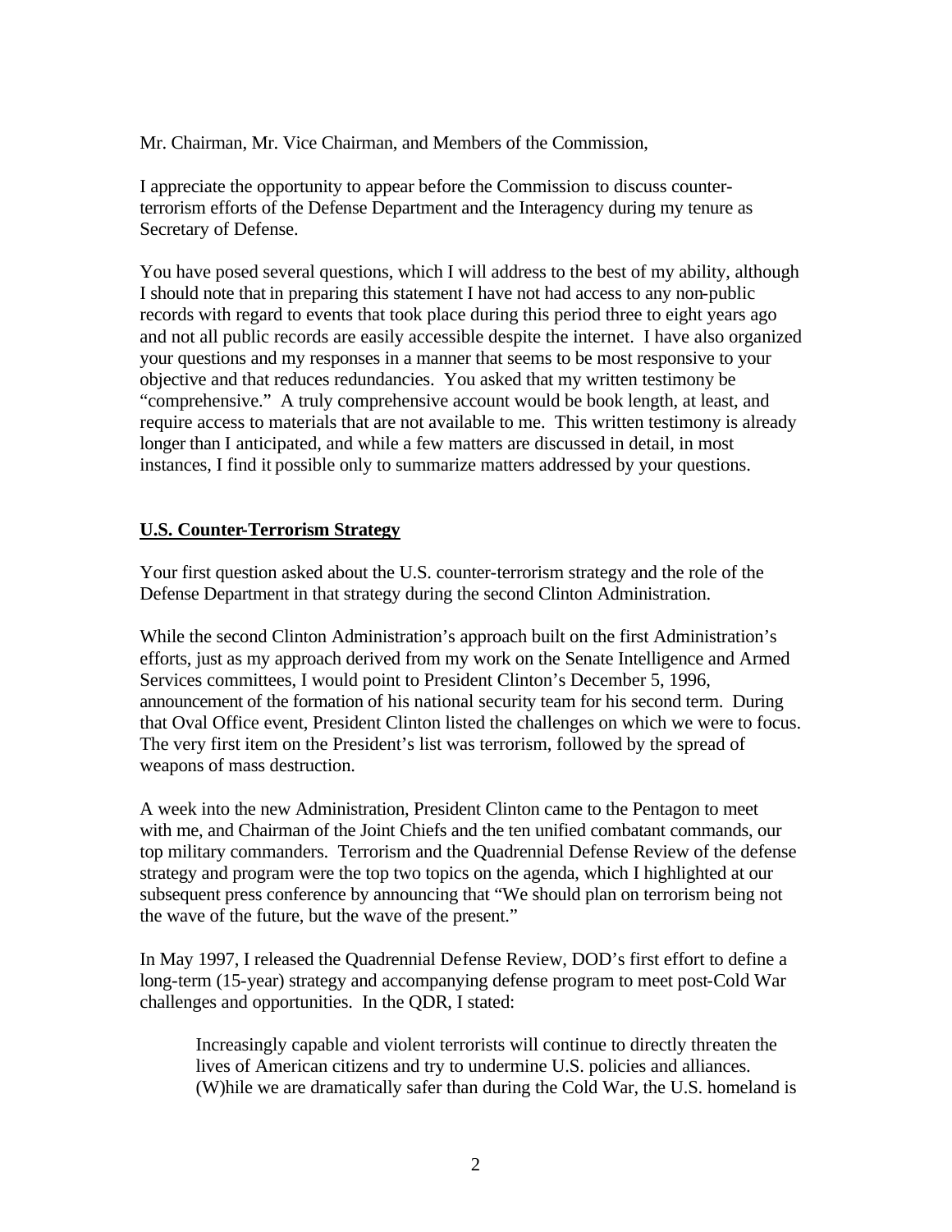Mr. Chairman, Mr. Vice Chairman, and Members of the Commission,

I appreciate the opportunity to appear before the Commission to discuss counter-terrorism efforts of the Defense Department and the Interagency during my tenure as Secretary of Defense.

You have posed several questions, which I will address to the best of my ability, although I should note that in preparing this statement I have not had access to any non-public records with regard to events that took place during this period three to eight years ago and not all public records are easily accessible despite the internet. I have also organized your questions and my responses in a manner that seems to be most responsive to your objective and that reduces redundancies. You asked that my written testimony be "comprehensive." A truly comprehensive account would be book length, at least, and require access to materials that are not available to me. This written testimony is already longer than I anticipated, and while a few matters are discussed in detail, in most instances, I find it possible only to summarize matters addressed by your questions.

## U.S. Counter-Terrorism Strategy

Your first question asked about the U.S. counter-terrorism strategy and the role of the Defense Department in that strategy during the second Clinton Administration.

While the second Clinton Administration's approach built on the first Administration's efforts, just as my approach derived from my work on the Senate Intelligence and Armed Services committees, I would point to President Clinton's December 5, 1996, announcement of the formation of his national security team for his second term. During that Oval Office event, President Clinton listed the challenges on which we were to focus. The very first item on the President's list was terrorism, followed by the spread of weapons of mass destruction.

A week into the new Administration, President Clinton came to the Pentagon to meet with me, and Chairman of the Joint Chiefs and the ten unified combatant commands, our top military commanders. Terrorism and the Quadrennial Defense Review of the defense strategy and program were the top two topics on the agenda, which I highlighted at our subsequent press conference by announcing that "We should plan on terrorism being not the wave of the future, but the wave of the present."

In May 1997, I released the Quadrennial Defense Review, DOD's first effort to define a long-term (15-year) strategy and accompanying defense program to meet post-Cold War challenges and opportunities. In the QDR, I stated:

> Increasingly capable and violent terrorists will continue to directly threaten the lives of American citizens and try to undermine U.S. policies and alliances. (W)hile we are dramatically safer than during the Cold War, the U.S. homeland is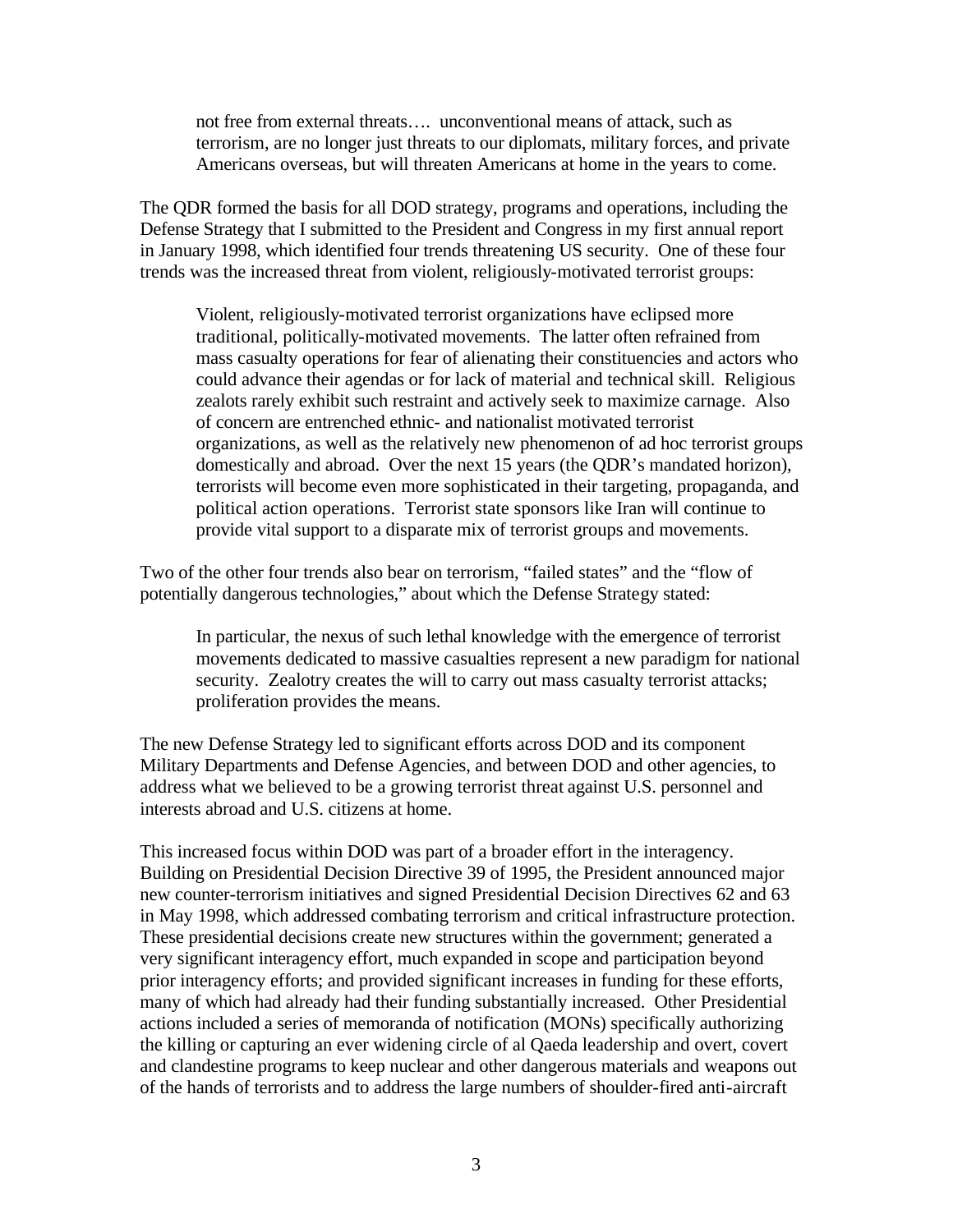> not free from external threats…. unconventional means of attack, such as terrorism, are no longer just threats to our diplomats, military forces, and private Americans overseas, but will threaten Americans at home in the years to come.

The QDR formed the basis for all DOD strategy, programs and operations, including the Defense Strategy that I submitted to the President and Congress in my first annual report in January 1998, which identified four trends threatening US security. One of these four trends was the increased threat from violent, religiously-motivated terrorist groups:

> Violent, religiously-motivated terrorist organizations have eclipsed more traditional, politically-motivated movements. The latter often refrained from mass casualty operations for fear of alienating their constituencies and actors who could advance their agendas or for lack of material and technical skill. Religious zealots rarely exhibit such restraint and actively seek to maximize carnage. Also of concern are entrenched ethnic- and nationalist motivated terrorist organizations, as well as the relatively new phenomenon of ad hoc terrorist groups domestically and abroad. Over the next 15 years (the QDR's mandated horizon), terrorists will become even more sophisticated in their targeting, propaganda, and political action operations. Terrorist state sponsors like Iran will continue to provide vital support to a disparate mix of terrorist groups and movements.

Two of the other four trends also bear on terrorism, "failed states" and the "flow of potentially dangerous technologies," about which the Defense Strategy stated:

> In particular, the nexus of such lethal knowledge with the emergence of terrorist movements dedicated to massive casualties represent a new paradigm for national security. Zealotry creates the will to carry out mass casualty terrorist attacks; proliferation provides the means.

The new Defense Strategy led to significant efforts across DOD and its component Military Departments and Defense Agencies, and between DOD and other agencies, to address what we believed to be a growing terrorist threat against U.S. personnel and interests abroad and U.S. citizens at home.

This increased focus within DOD was part of a broader effort in the interagency. Building on Presidential Decision Directive 39 of 1995, the President announced major new counter-terrorism initiatives and signed Presidential Decision Directives 62 and 63 in May 1998, which addressed combating terrorism and critical infrastructure protection. These presidential decisions create new structures within the government; generated a very significant interagency effort, much expanded in scope and participation beyond prior interagency efforts; and provided significant increases in funding for these efforts, many of which had already had their funding substantially increased. Other Presidential actions included a series of memoranda of notification (MONs) specifically authorizing the killing or capturing an ever widening circle of al Qaeda leadership and overt, covert and clandestine programs to keep nuclear and other dangerous materials and weapons out of the hands of terrorists and to address the large numbers of shoulder-fired anti-aircraft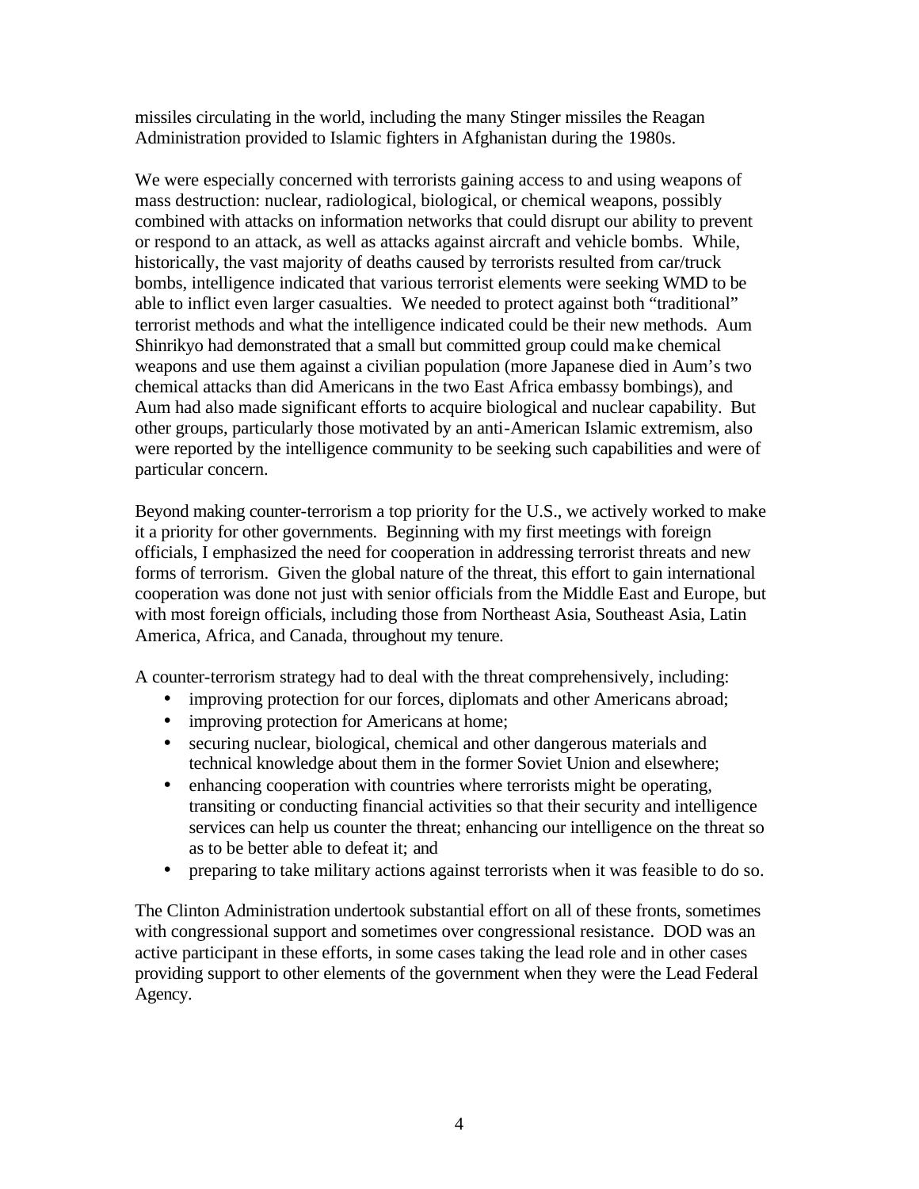missiles circulating in the world, including the many Stinger missiles the Reagan Administration provided to Islamic fighters in Afghanistan during the 1980s.

We were especially concerned with terrorists gaining access to and using weapons of mass destruction: nuclear, radiological, biological, or chemical weapons, possibly combined with attacks on information networks that could disrupt our ability to prevent or respond to an attack, as well as attacks against aircraft and vehicle bombs. While, historically, the vast majority of deaths caused by terrorists resulted from car/truck bombs, intelligence indicated that various terrorist elements were seeking WMD to be able to inflict even larger casualties. We needed to protect against both "traditional" terrorist methods and what the intelligence indicated could be their new methods. Aum Shinrikyo had demonstrated that a small but committed group could make chemical weapons and use them against a civilian population (more Japanese died in Aum's two chemical attacks than did Americans in the two East Africa embassy bombings), and Aum had also made significant efforts to acquire biological and nuclear capability. But other groups, particularly those motivated by an anti-American Islamic extremism, also were reported by the intelligence community to be seeking such capabilities and were of particular concern.

Beyond making counter-terrorism a top priority for the U.S., we actively worked to make it a priority for other governments. Beginning with my first meetings with foreign officials, I emphasized the need for cooperation in addressing terrorist threats and new forms of terrorism. Given the global nature of the threat, this effort to gain international cooperation was done not just with senior officials from the Middle East and Europe, but with most foreign officials, including those from Northeast Asia, Southeast Asia, Latin America, Africa, and Canada, throughout my tenure.

A counter-terrorism strategy had to deal with the threat comprehensively, including:

- improving protection for our forces, diplomats and other Americans abroad;
- improving protection for Americans at home;
- securing nuclear, biological, chemical and other dangerous materials and technical knowledge about them in the former Soviet Union and elsewhere;
- enhancing cooperation with countries where terrorists might be operating, transiting or conducting financial activities so that their security and intelligence services can help us counter the threat; enhancing our intelligence on the threat so as to be better able to defeat it; and
- preparing to take military actions against terrorists when it was feasible to do so.

The Clinton Administration undertook substantial effort on all of these fronts, sometimes with congressional support and sometimes over congressional resistance. DOD was an active participant in these efforts, in some cases taking the lead role and in other cases providing support to other elements of the government when they were the Lead Federal Agency.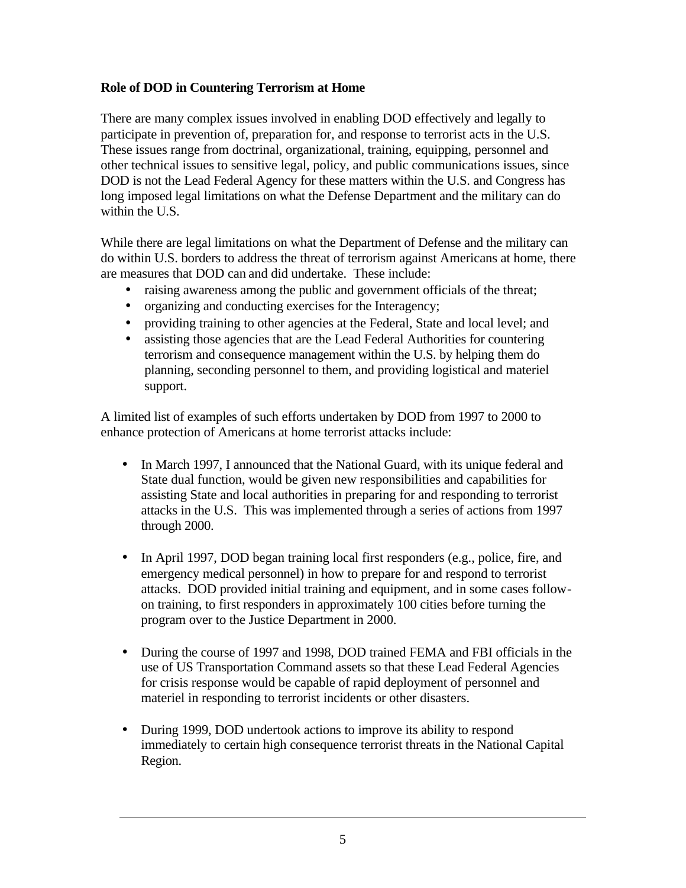**Role of DOD in Countering Terrorism at Home**

There are many complex issues involved in enabling DOD effectively and legally to participate in prevention of, preparation for, and response to terrorist acts in the U.S. These issues range from doctrinal, organizational, training, equipping, personnel and other technical issues to sensitive legal, policy, and public communications issues, since DOD is not the Lead Federal Agency for these matters within the U.S. and Congress has long imposed legal limitations on what the Defense Department and the military can do within the U.S.

While there are legal limitations on what the Department of Defense and the military can do within U.S. borders to address the threat of terrorism against Americans at home, there are measures that DOD can and did undertake. These include:

- raising awareness among the public and government officials of the threat;
- organizing and conducting exercises for the Interagency;
- providing training to other agencies at the Federal, State and local level; and
- assisting those agencies that are the Lead Federal Authorities for countering terrorism and consequence management within the U.S. by helping them do planning, seconding personnel to them, and providing logistical and materiel support.

A limited list of examples of such efforts undertaken by DOD from 1997 to 2000 to enhance protection of Americans at home terrorist attacks include:

- In March 1997, I announced that the National Guard, with its unique federal and State dual function, would be given new responsibilities and capabilities for assisting State and local authorities in preparing for and responding to terrorist attacks in the U.S. This was implemented through a series of actions from 1997 through 2000.

- In April 1997, DOD began training local first responders (e.g., police, fire, and emergency medical personnel) in how to prepare for and respond to terrorist attacks. DOD provided initial training and equipment, and in some cases follow-on training, to first responders in approximately 100 cities before turning the program over to the Justice Department in 2000.

- During the course of 1997 and 1998, DOD trained FEMA and FBI officials in the use of US Transportation Command assets so that these Lead Federal Agencies for crisis response would be capable of rapid deployment of personnel and materiel in responding to terrorist incidents or other disasters.

- During 1999, DOD undertook actions to improve its ability to respond immediately to certain high consequence terrorist threats in the National Capital Region.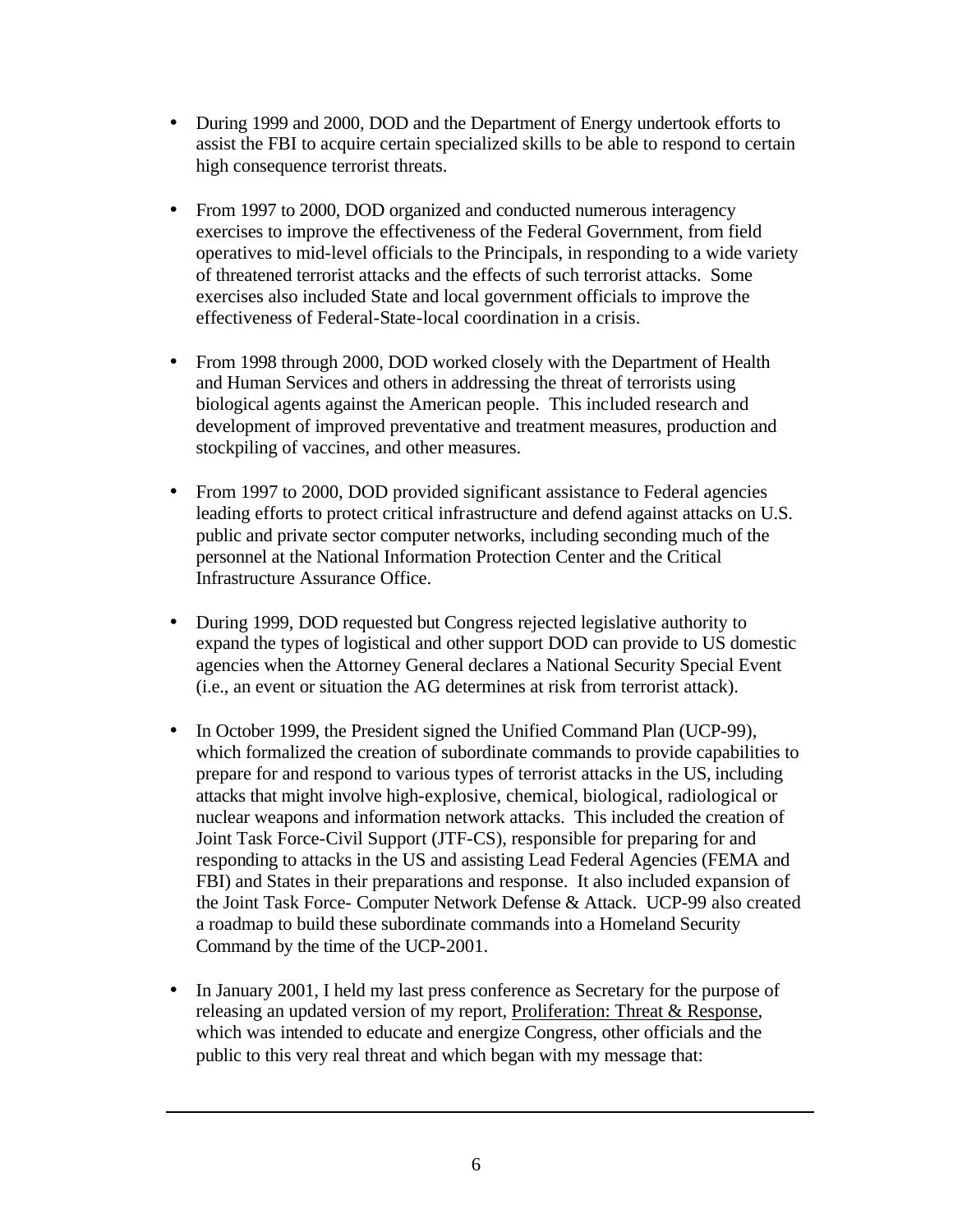- During 1999 and 2000, DOD and the Department of Energy undertook efforts to assist the FBI to acquire certain specialized skills to be able to respond to certain high consequence terrorist threats.

- From 1997 to 2000, DOD organized and conducted numerous interagency exercises to improve the effectiveness of the Federal Government, from field operatives to mid-level officials to the Principals, in responding to a wide variety of threatened terrorist attacks and the effects of such terrorist attacks. Some exercises also included State and local government officials to improve the effectiveness of Federal-State-local coordination in a crisis.

- From 1998 through 2000, DOD worked closely with the Department of Health and Human Services and others in addressing the threat of terrorists using biological agents against the American people. This included research and development of improved preventative and treatment measures, production and stockpiling of vaccines, and other measures.

- From 1997 to 2000, DOD provided significant assistance to Federal agencies leading efforts to protect critical infrastructure and defend against attacks on U.S. public and private sector computer networks, including seconding much of the personnel at the National Information Protection Center and the Critical Infrastructure Assurance Office.

- During 1999, DOD requested but Congress rejected legislative authority to expand the types of logistical and other support DOD can provide to US domestic agencies when the Attorney General declares a National Security Special Event (i.e., an event or situation the AG determines at risk from terrorist attack).

- In October 1999, the President signed the Unified Command Plan (UCP-99), which formalized the creation of subordinate commands to provide capabilities to prepare for and respond to various types of terrorist attacks in the US, including attacks that might involve high-explosive, chemical, biological, radiological or nuclear weapons and information network attacks. This included the creation of Joint Task Force-Civil Support (JTF-CS), responsible for preparing for and responding to attacks in the US and assisting Lead Federal Agencies (FEMA and FBI) and States in their preparations and response. It also included expansion of the Joint Task Force- Computer Network Defense & Attack. UCP-99 also created a roadmap to build these subordinate commands into a Homeland Security Command by the time of the UCP-2001.

- In January 2001, I held my last press conference as Secretary for the purpose of releasing an updated version of my report, Proliferation: Threat & Response, which was intended to educate and energize Congress, other officials and the public to this very real threat and which began with my message that: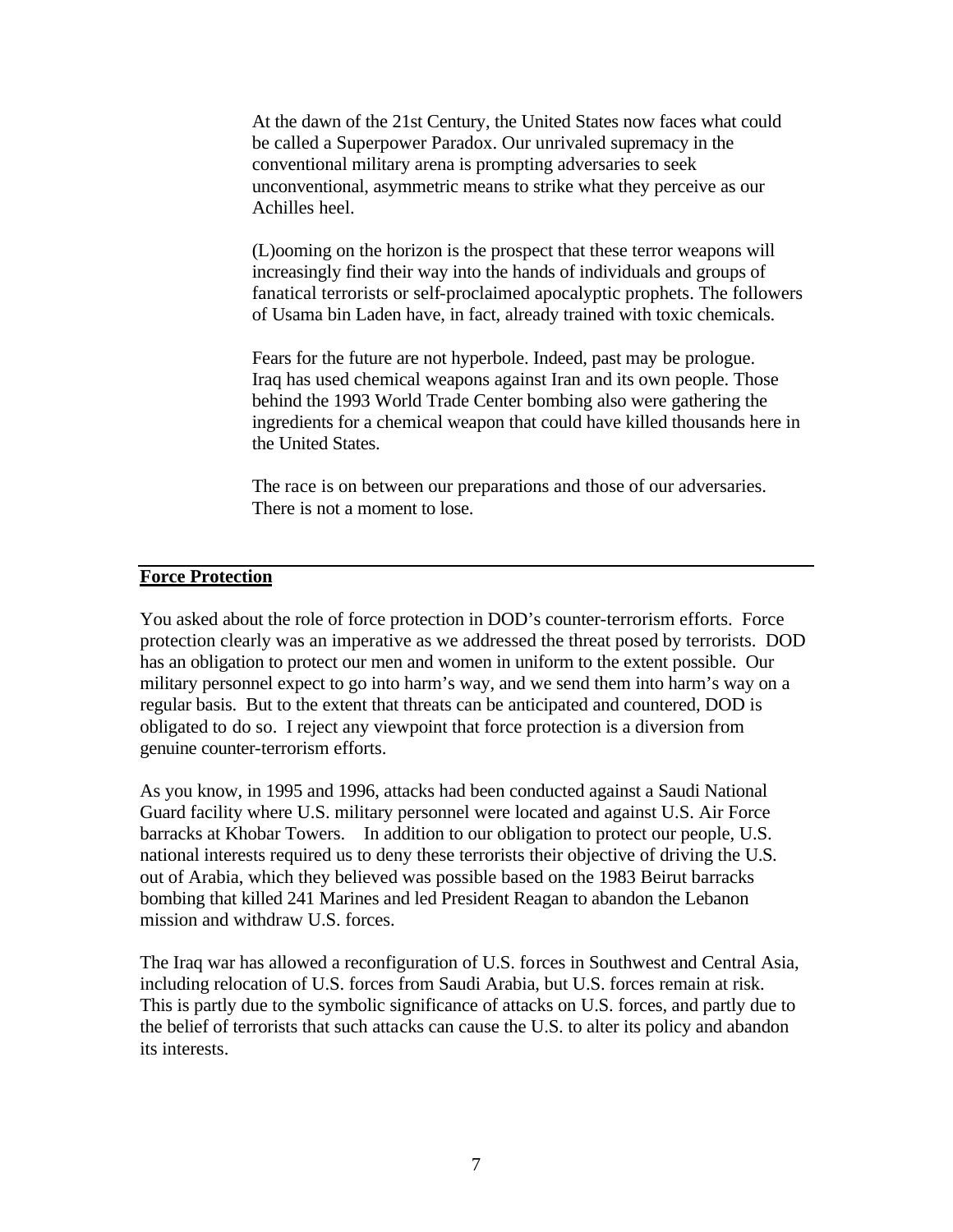> At the dawn of the 21st Century, the United States now faces what could be called a Superpower Paradox. Our unrivaled supremacy in the conventional military arena is prompting adversaries to seek unconventional, asymmetric means to strike what they perceive as our Achilles heel.
>
> (L)ooming on the horizon is the prospect that these terror weapons will increasingly find their way into the hands of individuals and groups of fanatical terrorists or self-proclaimed apocalyptic prophets. The followers of Usama bin Laden have, in fact, already trained with toxic chemicals.
>
> Fears for the future are not hyperbole. Indeed, past may be prologue. Iraq has used chemical weapons against Iran and its own people. Those behind the 1993 World Trade Center bombing also were gathering the ingredients for a chemical weapon that could have killed thousands here in the United States.
>
> The race is on between our preparations and those of our adversaries. There is not a moment to lose.

## **Force Protection**

You asked about the role of force protection in DOD's counter-terrorism efforts. Force protection clearly was an imperative as we addressed the threat posed by terrorists. DOD has an obligation to protect our men and women in uniform to the extent possible. Our military personnel expect to go into harm's way, and we send them into harm's way on a regular basis. But to the extent that threats can be anticipated and countered, DOD is obligated to do so. I reject any viewpoint that force protection is a diversion from genuine counter-terrorism efforts.

As you know, in 1995 and 1996, attacks had been conducted against a Saudi National Guard facility where U.S. military personnel were located and against U.S. Air Force barracks at Khobar Towers. In addition to our obligation to protect our people, U.S. national interests required us to deny these terrorists their objective of driving the U.S. out of Arabia, which they believed was possible based on the 1983 Beirut barracks bombing that killed 241 Marines and led President Reagan to abandon the Lebanon mission and withdraw U.S. forces.

The Iraq war has allowed a reconfiguration of U.S. forces in Southwest and Central Asia, including relocation of U.S. forces from Saudi Arabia, but U.S. forces remain at risk. This is partly due to the symbolic significance of attacks on U.S. forces, and partly due to the belief of terrorists that such attacks can cause the U.S. to alter its policy and abandon its interests.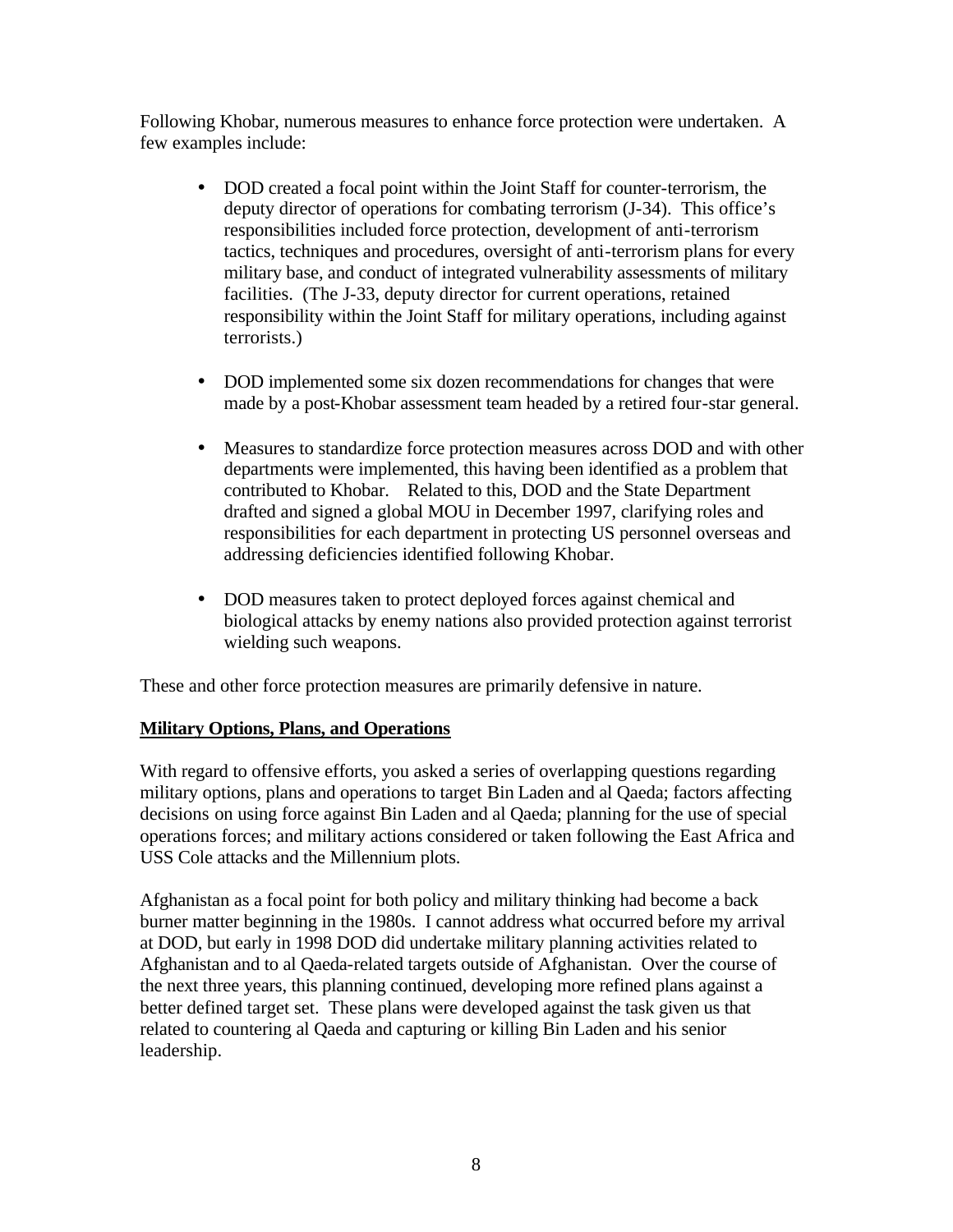Following Khobar, numerous measures to enhance force protection were undertaken. A few examples include:

- DOD created a focal point within the Joint Staff for counter-terrorism, the deputy director of operations for combating terrorism (J-34). This office's responsibilities included force protection, development of anti-terrorism tactics, techniques and procedures, oversight of anti-terrorism plans for every military base, and conduct of integrated vulnerability assessments of military facilities. (The J-33, deputy director for current operations, retained responsibility within the Joint Staff for military operations, including against terrorists.)

- DOD implemented some six dozen recommendations for changes that were made by a post-Khobar assessment team headed by a retired four-star general.

- Measures to standardize force protection measures across DOD and with other departments were implemented, this having been identified as a problem that contributed to Khobar. Related to this, DOD and the State Department drafted and signed a global MOU in December 1997, clarifying roles and responsibilities for each department in protecting US personnel overseas and addressing deficiencies identified following Khobar.

- DOD measures taken to protect deployed forces against chemical and biological attacks by enemy nations also provided protection against terrorist wielding such weapons.

These and other force protection measures are primarily defensive in nature.

**Military Options, Plans, and Operations**

With regard to offensive efforts, you asked a series of overlapping questions regarding military options, plans and operations to target Bin Laden and al Qaeda; factors affecting decisions on using force against Bin Laden and al Qaeda; planning for the use of special operations forces; and military actions considered or taken following the East Africa and USS Cole attacks and the Millennium plots.

Afghanistan as a focal point for both policy and military thinking had become a back burner matter beginning in the 1980s. I cannot address what occurred before my arrival at DOD, but early in 1998 DOD did undertake military planning activities related to Afghanistan and to al Qaeda-related targets outside of Afghanistan. Over the course of the next three years, this planning continued, developing more refined plans against a better defined target set. These plans were developed against the task given us that related to countering al Qaeda and capturing or killing Bin Laden and his senior leadership.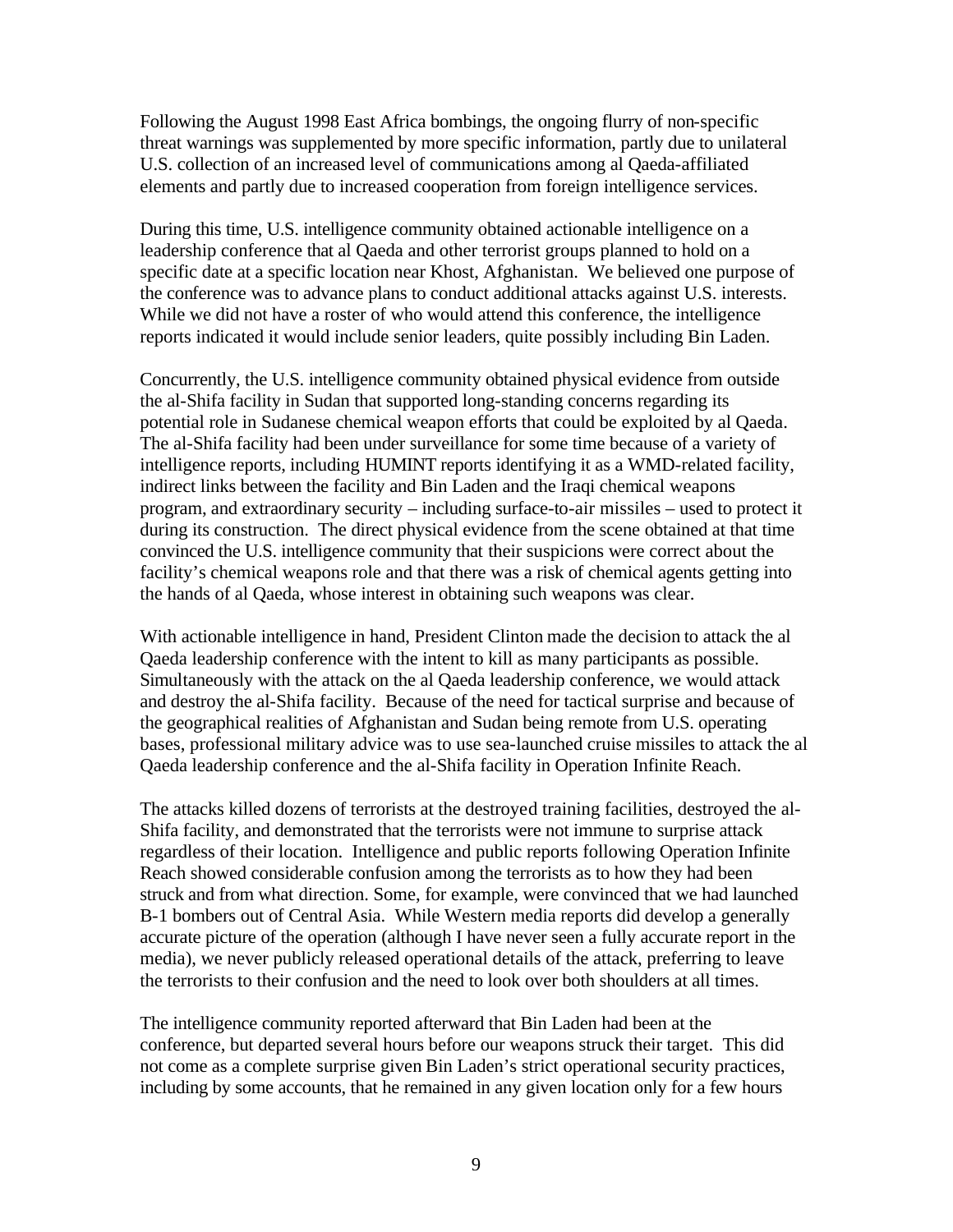Following the August 1998 East Africa bombings, the ongoing flurry of non-specific threat warnings was supplemented by more specific information, partly due to unilateral U.S. collection of an increased level of communications among al Qaeda-affiliated elements and partly due to increased cooperation from foreign intelligence services.

During this time, U.S. intelligence community obtained actionable intelligence on a leadership conference that al Qaeda and other terrorist groups planned to hold on a specific date at a specific location near Khost, Afghanistan. We believed one purpose of the conference was to advance plans to conduct additional attacks against U.S. interests. While we did not have a roster of who would attend this conference, the intelligence reports indicated it would include senior leaders, quite possibly including Bin Laden.

Concurrently, the U.S. intelligence community obtained physical evidence from outside the al-Shifa facility in Sudan that supported long-standing concerns regarding its potential role in Sudanese chemical weapon efforts that could be exploited by al Qaeda. The al-Shifa facility had been under surveillance for some time because of a variety of intelligence reports, including HUMINT reports identifying it as a WMD-related facility, indirect links between the facility and Bin Laden and the Iraqi chemical weapons program, and extraordinary security – including surface-to-air missiles – used to protect it during its construction. The direct physical evidence from the scene obtained at that time convinced the U.S. intelligence community that their suspicions were correct about the facility's chemical weapons role and that there was a risk of chemical agents getting into the hands of al Qaeda, whose interest in obtaining such weapons was clear.

With actionable intelligence in hand, President Clinton made the decision to attack the al Qaeda leadership conference with the intent to kill as many participants as possible. Simultaneously with the attack on the al Qaeda leadership conference, we would attack and destroy the al-Shifa facility. Because of the need for tactical surprise and because of the geographical realities of Afghanistan and Sudan being remote from U.S. operating bases, professional military advice was to use sea-launched cruise missiles to attack the al Qaeda leadership conference and the al-Shifa facility in Operation Infinite Reach.

The attacks killed dozens of terrorists at the destroyed training facilities, destroyed the al-Shifa facility, and demonstrated that the terrorists were not immune to surprise attack regardless of their location. Intelligence and public reports following Operation Infinite Reach showed considerable confusion among the terrorists as to how they had been struck and from what direction. Some, for example, were convinced that we had launched B-1 bombers out of Central Asia. While Western media reports did develop a generally accurate picture of the operation (although I have never seen a fully accurate report in the media), we never publicly released operational details of the attack, preferring to leave the terrorists to their confusion and the need to look over both shoulders at all times.

The intelligence community reported afterward that Bin Laden had been at the conference, but departed several hours before our weapons struck their target. This did not come as a complete surprise given Bin Laden's strict operational security practices, including by some accounts, that he remained in any given location only for a few hours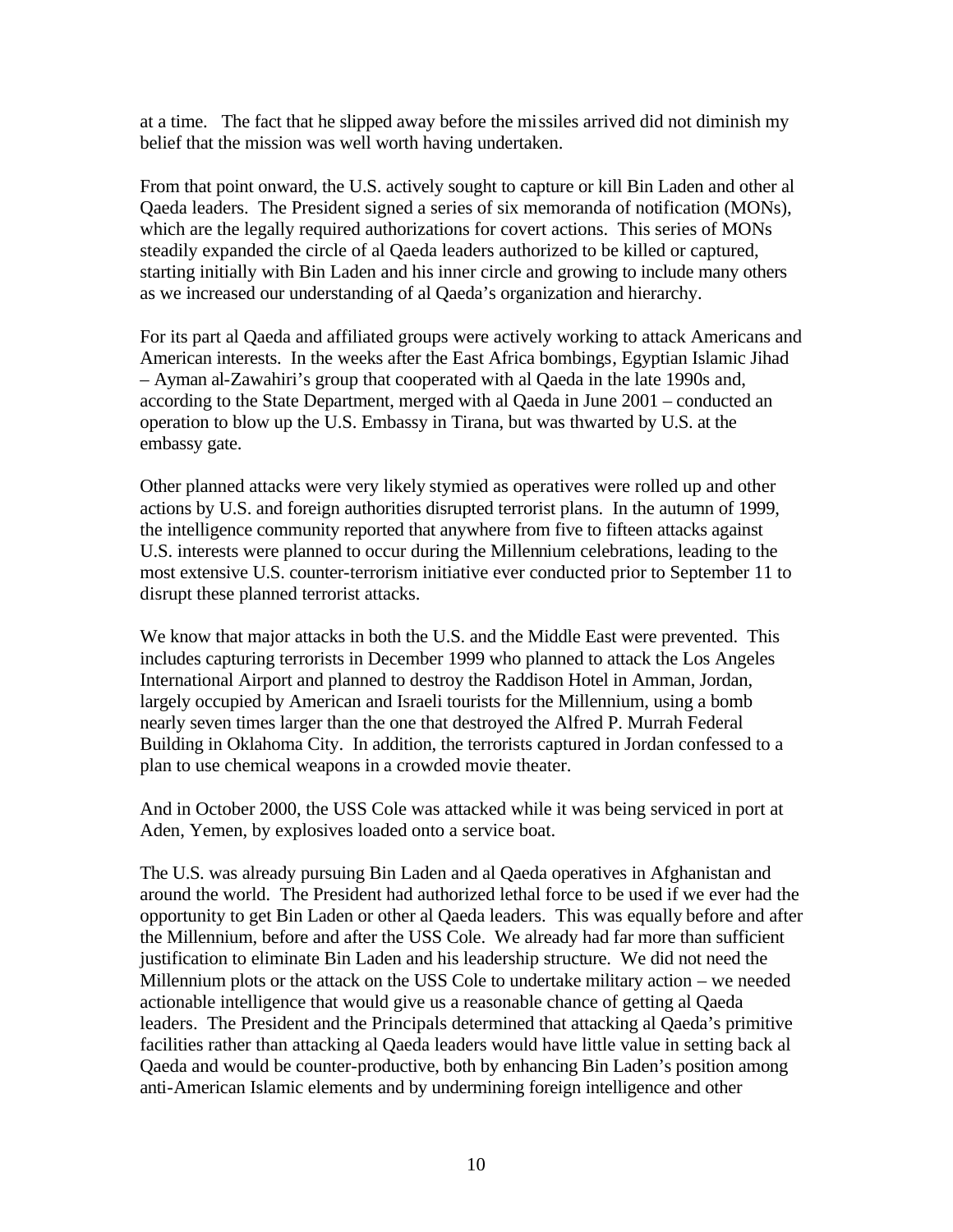at a time. The fact that he slipped away before the missiles arrived did not diminish my belief that the mission was well worth having undertaken.

From that point onward, the U.S. actively sought to capture or kill Bin Laden and other al Qaeda leaders. The President signed a series of six memoranda of notification (MONs), which are the legally required authorizations for covert actions. This series of MONs steadily expanded the circle of al Qaeda leaders authorized to be killed or captured, starting initially with Bin Laden and his inner circle and growing to include many others as we increased our understanding of al Qaeda's organization and hierarchy.

For its part al Qaeda and affiliated groups were actively working to attack Americans and American interests. In the weeks after the East Africa bombings, Egyptian Islamic Jihad – Ayman al-Zawahiri's group that cooperated with al Qaeda in the late 1990s and, according to the State Department, merged with al Qaeda in June 2001 – conducted an operation to blow up the U.S. Embassy in Tirana, but was thwarted by U.S. at the embassy gate.

Other planned attacks were very likely stymied as operatives were rolled up and other actions by U.S. and foreign authorities disrupted terrorist plans. In the autumn of 1999, the intelligence community reported that anywhere from five to fifteen attacks against U.S. interests were planned to occur during the Millennium celebrations, leading to the most extensive U.S. counter-terrorism initiative ever conducted prior to September 11 to disrupt these planned terrorist attacks.

We know that major attacks in both the U.S. and the Middle East were prevented. This includes capturing terrorists in December 1999 who planned to attack the Los Angeles International Airport and planned to destroy the Raddison Hotel in Amman, Jordan, largely occupied by American and Israeli tourists for the Millennium, using a bomb nearly seven times larger than the one that destroyed the Alfred P. Murrah Federal Building in Oklahoma City. In addition, the terrorists captured in Jordan confessed to a plan to use chemical weapons in a crowded movie theater.

And in October 2000, the USS Cole was attacked while it was being serviced in port at Aden, Yemen, by explosives loaded onto a service boat.

The U.S. was already pursuing Bin Laden and al Qaeda operatives in Afghanistan and around the world. The President had authorized lethal force to be used if we ever had the opportunity to get Bin Laden or other al Qaeda leaders. This was equally before and after the Millennium, before and after the USS Cole. We already had far more than sufficient justification to eliminate Bin Laden and his leadership structure. We did not need the Millennium plots or the attack on the USS Cole to undertake military action – we needed actionable intelligence that would give us a reasonable chance of getting al Qaeda leaders. The President and the Principals determined that attacking al Qaeda's primitive facilities rather than attacking al Qaeda leaders would have little value in setting back al Qaeda and would be counter-productive, both by enhancing Bin Laden's position among anti-American Islamic elements and by undermining foreign intelligence and other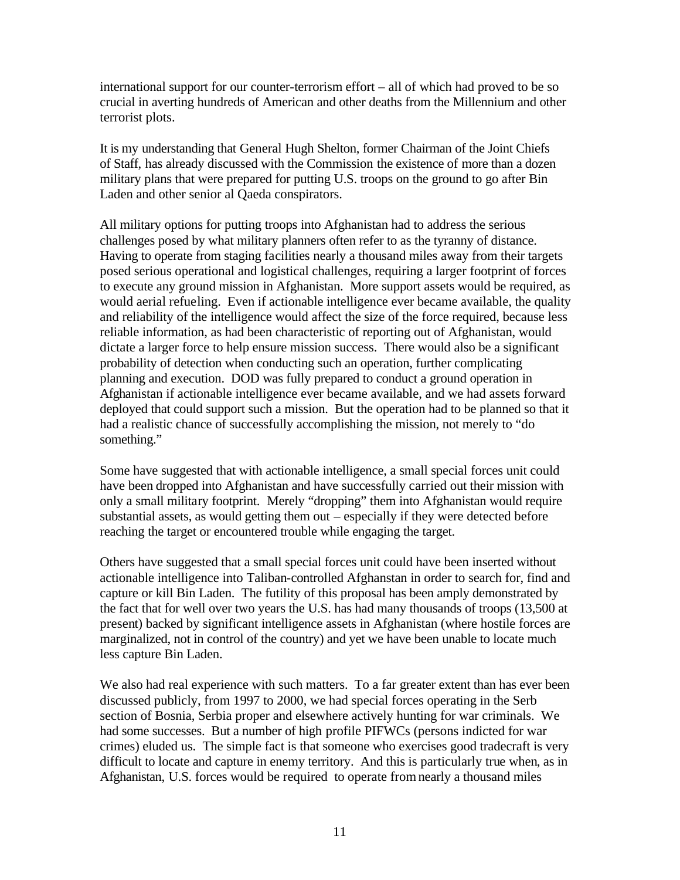international support for our counter-terrorism effort – all of which had proved to be so crucial in averting hundreds of American and other deaths from the Millennium and other terrorist plots.

It is my understanding that General Hugh Shelton, former Chairman of the Joint Chiefs of Staff, has already discussed with the Commission the existence of more than a dozen military plans that were prepared for putting U.S. troops on the ground to go after Bin Laden and other senior al Qaeda conspirators.

All military options for putting troops into Afghanistan had to address the serious challenges posed by what military planners often refer to as the tyranny of distance. Having to operate from staging facilities nearly a thousand miles away from their targets posed serious operational and logistical challenges, requiring a larger footprint of forces to execute any ground mission in Afghanistan. More support assets would be required, as would aerial refueling. Even if actionable intelligence ever became available, the quality and reliability of the intelligence would affect the size of the force required, because less reliable information, as had been characteristic of reporting out of Afghanistan, would dictate a larger force to help ensure mission success. There would also be a significant probability of detection when conducting such an operation, further complicating planning and execution. DOD was fully prepared to conduct a ground operation in Afghanistan if actionable intelligence ever became available, and we had assets forward deployed that could support such a mission. But the operation had to be planned so that it had a realistic chance of successfully accomplishing the mission, not merely to "do something."

Some have suggested that with actionable intelligence, a small special forces unit could have been dropped into Afghanistan and have successfully carried out their mission with only a small military footprint. Merely "dropping" them into Afghanistan would require substantial assets, as would getting them out – especially if they were detected before reaching the target or encountered trouble while engaging the target.

Others have suggested that a small special forces unit could have been inserted without actionable intelligence into Taliban-controlled Afghanstan in order to search for, find and capture or kill Bin Laden. The futility of this proposal has been amply demonstrated by the fact that for well over two years the U.S. has had many thousands of troops (13,500 at present) backed by significant intelligence assets in Afghanistan (where hostile forces are marginalized, not in control of the country) and yet we have been unable to locate much less capture Bin Laden.

We also had real experience with such matters. To a far greater extent than has ever been discussed publicly, from 1997 to 2000, we had special forces operating in the Serb section of Bosnia, Serbia proper and elsewhere actively hunting for war criminals. We had some successes. But a number of high profile PIFWCs (persons indicted for war crimes) eluded us. The simple fact is that someone who exercises good tradecraft is very difficult to locate and capture in enemy territory. And this is particularly true when, as in Afghanistan, U.S. forces would be required to operate from nearly a thousand miles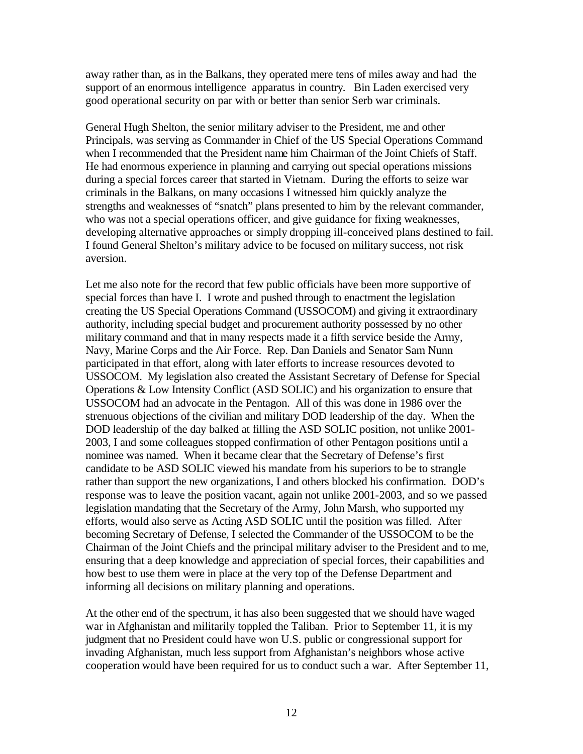away rather than, as in the Balkans, they operated mere tens of miles away and had the support of an enormous intelligence apparatus in country. Bin Laden exercised very good operational security on par with or better than senior Serb war criminals.

General Hugh Shelton, the senior military adviser to the President, me and other Principals, was serving as Commander in Chief of the US Special Operations Command when I recommended that the President name him Chairman of the Joint Chiefs of Staff. He had enormous experience in planning and carrying out special operations missions during a special forces career that started in Vietnam. During the efforts to seize war criminals in the Balkans, on many occasions I witnessed him quickly analyze the strengths and weaknesses of "snatch" plans presented to him by the relevant commander, who was not a special operations officer, and give guidance for fixing weaknesses, developing alternative approaches or simply dropping ill-conceived plans destined to fail. I found General Shelton's military advice to be focused on military success, not risk aversion.

Let me also note for the record that few public officials have been more supportive of special forces than have I. I wrote and pushed through to enactment the legislation creating the US Special Operations Command (USSOCOM) and giving it extraordinary authority, including special budget and procurement authority possessed by no other military command and that in many respects made it a fifth service beside the Army, Navy, Marine Corps and the Air Force. Rep. Dan Daniels and Senator Sam Nunn participated in that effort, along with later efforts to increase resources devoted to USSOCOM. My legislation also created the Assistant Secretary of Defense for Special Operations & Low Intensity Conflict (ASD SOLIC) and his organization to ensure that USSOCOM had an advocate in the Pentagon. All of this was done in 1986 over the strenuous objections of the civilian and military DOD leadership of the day. When the DOD leadership of the day balked at filling the ASD SOLIC position, not unlike 2001-2003, I and some colleagues stopped confirmation of other Pentagon positions until a nominee was named. When it became clear that the Secretary of Defense's first candidate to be ASD SOLIC viewed his mandate from his superiors to be to strangle rather than support the new organizations, I and others blocked his confirmation. DOD's response was to leave the position vacant, again not unlike 2001-2003, and so we passed legislation mandating that the Secretary of the Army, John Marsh, who supported my efforts, would also serve as Acting ASD SOLIC until the position was filled. After becoming Secretary of Defense, I selected the Commander of the USSOCOM to be the Chairman of the Joint Chiefs and the principal military adviser to the President and to me, ensuring that a deep knowledge and appreciation of special forces, their capabilities and how best to use them were in place at the very top of the Defense Department and informing all decisions on military planning and operations.

At the other end of the spectrum, it has also been suggested that we should have waged war in Afghanistan and militarily toppled the Taliban. Prior to September 11, it is my judgment that no President could have won U.S. public or congressional support for invading Afghanistan, much less support from Afghanistan's neighbors whose active cooperation would have been required for us to conduct such a war. After September 11,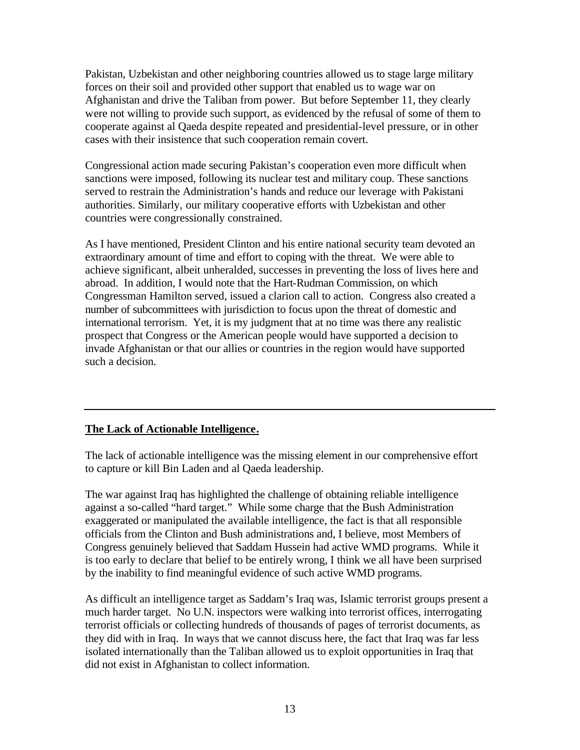Pakistan, Uzbekistan and other neighboring countries allowed us to stage large military forces on their soil and provided other support that enabled us to wage war on Afghanistan and drive the Taliban from power. But before September 11, they clearly were not willing to provide such support, as evidenced by the refusal of some of them to cooperate against al Qaeda despite repeated and presidential-level pressure, or in other cases with their insistence that such cooperation remain covert.

Congressional action made securing Pakistan's cooperation even more difficult when sanctions were imposed, following its nuclear test and military coup. These sanctions served to restrain the Administration's hands and reduce our leverage with Pakistani authorities. Similarly, our military cooperative efforts with Uzbekistan and other countries were congressionally constrained.

As I have mentioned, President Clinton and his entire national security team devoted an extraordinary amount of time and effort to coping with the threat. We were able to achieve significant, albeit unheralded, successes in preventing the loss of lives here and abroad. In addition, I would note that the Hart-Rudman Commission, on which Congressman Hamilton served, issued a clarion call to action. Congress also created a number of subcommittees with jurisdiction to focus upon the threat of domestic and international terrorism. Yet, it is my judgment that at no time was there any realistic prospect that Congress or the American people would have supported a decision to invade Afghanistan or that our allies or countries in the region would have supported such a decision.

---

**The Lack of Actionable Intelligence.**

The lack of actionable intelligence was the missing element in our comprehensive effort to capture or kill Bin Laden and al Qaeda leadership.

The war against Iraq has highlighted the challenge of obtaining reliable intelligence against a so-called "hard target." While some charge that the Bush Administration exaggerated or manipulated the available intelligence, the fact is that all responsible officials from the Clinton and Bush administrations and, I believe, most Members of Congress genuinely believed that Saddam Hussein had active WMD programs. While it is too early to declare that belief to be entirely wrong, I think we all have been surprised by the inability to find meaningful evidence of such active WMD programs.

As difficult an intelligence target as Saddam's Iraq was, Islamic terrorist groups present a much harder target. No U.N. inspectors were walking into terrorist offices, interrogating terrorist officials or collecting hundreds of thousands of pages of terrorist documents, as they did with in Iraq. In ways that we cannot discuss here, the fact that Iraq was far less isolated internationally than the Taliban allowed us to exploit opportunities in Iraq that did not exist in Afghanistan to collect information.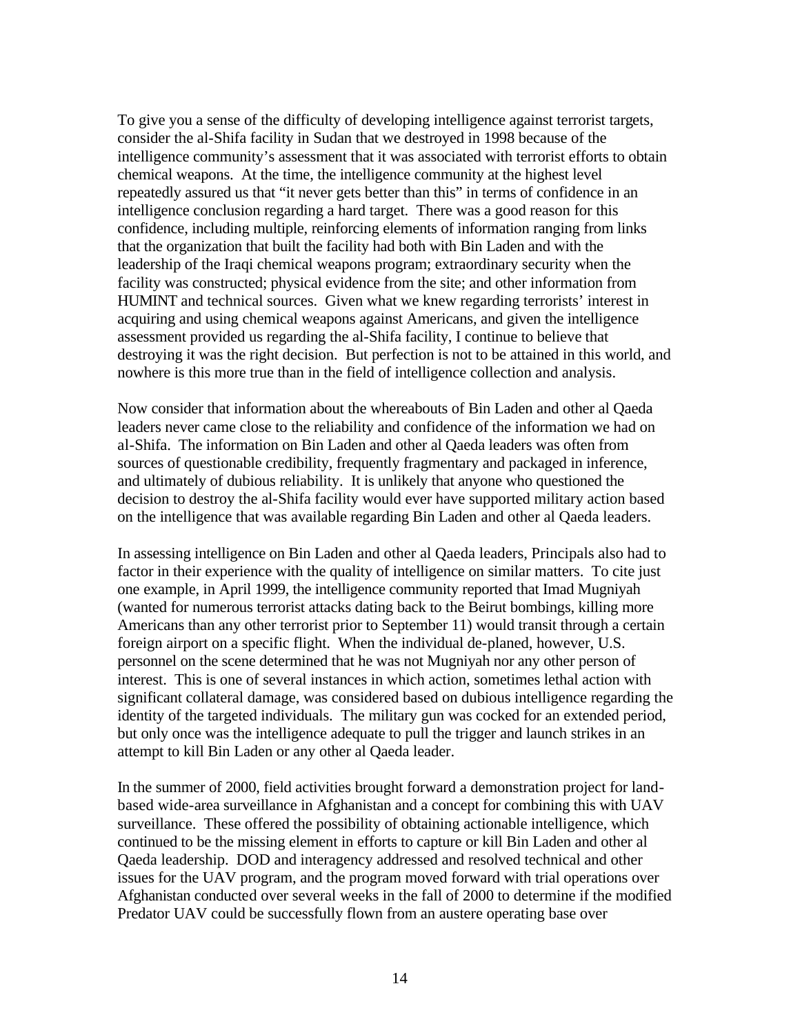To give you a sense of the difficulty of developing intelligence against terrorist targets, consider the al-Shifa facility in Sudan that we destroyed in 1998 because of the intelligence community's assessment that it was associated with terrorist efforts to obtain chemical weapons. At the time, the intelligence community at the highest level repeatedly assured us that "it never gets better than this" in terms of confidence in an intelligence conclusion regarding a hard target. There was a good reason for this confidence, including multiple, reinforcing elements of information ranging from links that the organization that built the facility had both with Bin Laden and with the leadership of the Iraqi chemical weapons program; extraordinary security when the facility was constructed; physical evidence from the site; and other information from HUMINT and technical sources. Given what we knew regarding terrorists' interest in acquiring and using chemical weapons against Americans, and given the intelligence assessment provided us regarding the al-Shifa facility, I continue to believe that destroying it was the right decision. But perfection is not to be attained in this world, and nowhere is this more true than in the field of intelligence collection and analysis.

Now consider that information about the whereabouts of Bin Laden and other al Qaeda leaders never came close to the reliability and confidence of the information we had on al-Shifa. The information on Bin Laden and other al Qaeda leaders was often from sources of questionable credibility, frequently fragmentary and packaged in inference, and ultimately of dubious reliability. It is unlikely that anyone who questioned the decision to destroy the al-Shifa facility would ever have supported military action based on the intelligence that was available regarding Bin Laden and other al Qaeda leaders.

In assessing intelligence on Bin Laden and other al Qaeda leaders, Principals also had to factor in their experience with the quality of intelligence on similar matters. To cite just one example, in April 1999, the intelligence community reported that Imad Mugniyah (wanted for numerous terrorist attacks dating back to the Beirut bombings, killing more Americans than any other terrorist prior to September 11) would transit through a certain foreign airport on a specific flight. When the individual de-planed, however, U.S. personnel on the scene determined that he was not Mugniyah nor any other person of interest. This is one of several instances in which action, sometimes lethal action with significant collateral damage, was considered based on dubious intelligence regarding the identity of the targeted individuals. The military gun was cocked for an extended period, but only once was the intelligence adequate to pull the trigger and launch strikes in an attempt to kill Bin Laden or any other al Qaeda leader.

In the summer of 2000, field activities brought forward a demonstration project for land-based wide-area surveillance in Afghanistan and a concept for combining this with UAV surveillance. These offered the possibility of obtaining actionable intelligence, which continued to be the missing element in efforts to capture or kill Bin Laden and other al Qaeda leadership. DOD and interagency addressed and resolved technical and other issues for the UAV program, and the program moved forward with trial operations over Afghanistan conducted over several weeks in the fall of 2000 to determine if the modified Predator UAV could be successfully flown from an austere operating base over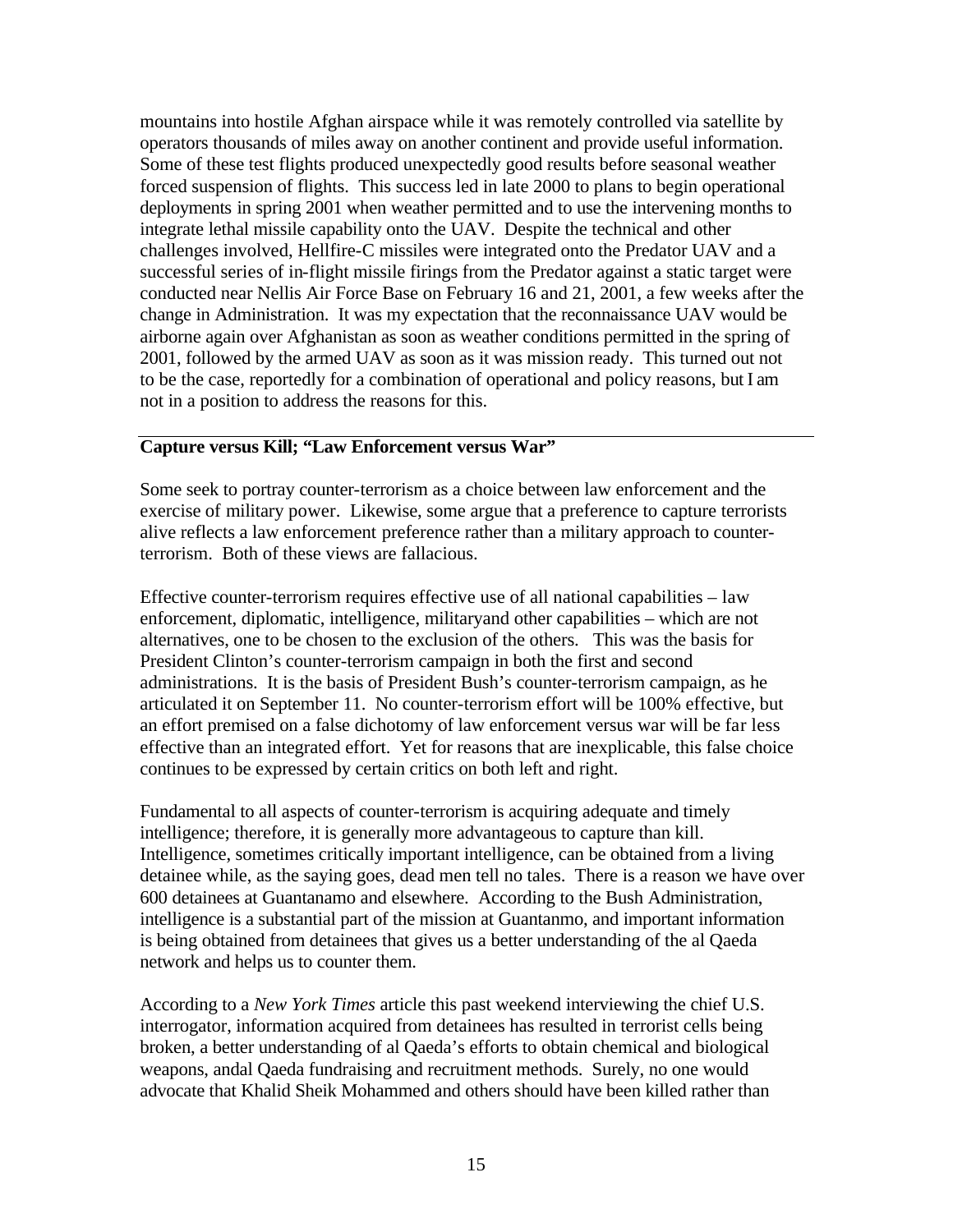mountains into hostile Afghan airspace while it was remotely controlled via satellite by operators thousands of miles away on another continent and provide useful information. Some of these test flights produced unexpectedly good results before seasonal weather forced suspension of flights. This success led in late 2000 to plans to begin operational deployments in spring 2001 when weather permitted and to use the intervening months to integrate lethal missile capability onto the UAV. Despite the technical and other challenges involved, Hellfire-C missiles were integrated onto the Predator UAV and a successful series of in-flight missile firings from the Predator against a static target were conducted near Nellis Air Force Base on February 16 and 21, 2001, a few weeks after the change in Administration. It was my expectation that the reconnaissance UAV would be airborne again over Afghanistan as soon as weather conditions permitted in the spring of 2001, followed by the armed UAV as soon as it was mission ready. This turned out not to be the case, reportedly for a combination of operational and policy reasons, but I am not in a position to address the reasons for this.

**Capture versus Kill; "Law Enforcement versus War"**

Some seek to portray counter-terrorism as a choice between law enforcement and the exercise of military power. Likewise, some argue that a preference to capture terrorists alive reflects a law enforcement preference rather than a military approach to counter-terrorism. Both of these views are fallacious.

Effective counter-terrorism requires effective use of all national capabilities – law enforcement, diplomatic, intelligence, militaryand other capabilities – which are not alternatives, one to be chosen to the exclusion of the others. This was the basis for President Clinton's counter-terrorism campaign in both the first and second administrations. It is the basis of President Bush's counter-terrorism campaign, as he articulated it on September 11. No counter-terrorism effort will be 100% effective, but an effort premised on a false dichotomy of law enforcement versus war will be far less effective than an integrated effort. Yet for reasons that are inexplicable, this false choice continues to be expressed by certain critics on both left and right.

Fundamental to all aspects of counter-terrorism is acquiring adequate and timely intelligence; therefore, it is generally more advantageous to capture than kill. Intelligence, sometimes critically important intelligence, can be obtained from a living detainee while, as the saying goes, dead men tell no tales. There is a reason we have over 600 detainees at Guantanamo and elsewhere. According to the Bush Administration, intelligence is a substantial part of the mission at Guantanmo, and important information is being obtained from detainees that gives us a better understanding of the al Qaeda network and helps us to counter them.

According to a *New York Times* article this past weekend interviewing the chief U.S. interrogator, information acquired from detainees has resulted in terrorist cells being broken, a better understanding of al Qaeda's efforts to obtain chemical and biological weapons, andal Qaeda fundraising and recruitment methods. Surely, no one would advocate that Khalid Sheik Mohammed and others should have been killed rather than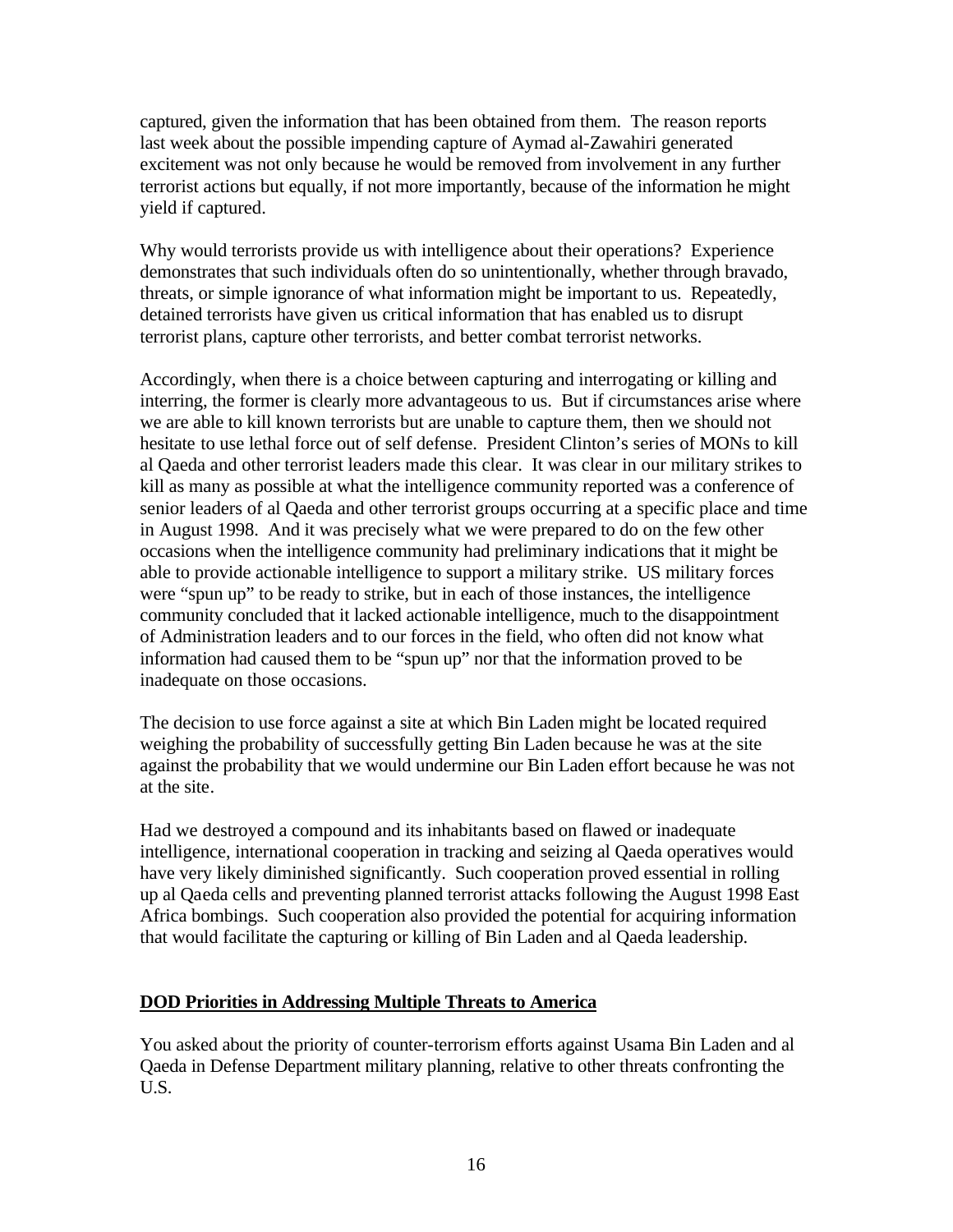captured, given the information that has been obtained from them. The reason reports last week about the possible impending capture of Aymad al-Zawahiri generated excitement was not only because he would be removed from involvement in any further terrorist actions but equally, if not more importantly, because of the information he might yield if captured.

Why would terrorists provide us with intelligence about their operations? Experience demonstrates that such individuals often do so unintentionally, whether through bravado, threats, or simple ignorance of what information might be important to us. Repeatedly, detained terrorists have given us critical information that has enabled us to disrupt terrorist plans, capture other terrorists, and better combat terrorist networks.

Accordingly, when there is a choice between capturing and interrogating or killing and interring, the former is clearly more advantageous to us. But if circumstances arise where we are able to kill known terrorists but are unable to capture them, then we should not hesitate to use lethal force out of self defense. President Clinton's series of MONs to kill al Qaeda and other terrorist leaders made this clear. It was clear in our military strikes to kill as many as possible at what the intelligence community reported was a conference of senior leaders of al Qaeda and other terrorist groups occurring at a specific place and time in August 1998. And it was precisely what we were prepared to do on the few other occasions when the intelligence community had preliminary indications that it might be able to provide actionable intelligence to support a military strike. US military forces were "spun up" to be ready to strike, but in each of those instances, the intelligence community concluded that it lacked actionable intelligence, much to the disappointment of Administration leaders and to our forces in the field, who often did not know what information had caused them to be "spun up" nor that the information proved to be inadequate on those occasions.

The decision to use force against a site at which Bin Laden might be located required weighing the probability of successfully getting Bin Laden because he was at the site against the probability that we would undermine our Bin Laden effort because he was not at the site.

Had we destroyed a compound and its inhabitants based on flawed or inadequate intelligence, international cooperation in tracking and seizing al Qaeda operatives would have very likely diminished significantly. Such cooperation proved essential in rolling up al Qaeda cells and preventing planned terrorist attacks following the August 1998 East Africa bombings. Such cooperation also provided the potential for acquiring information that would facilitate the capturing or killing of Bin Laden and al Qaeda leadership.

**<u>DOD Priorities in Addressing Multiple Threats to America</u>**

You asked about the priority of counter-terrorism efforts against Usama Bin Laden and al Qaeda in Defense Department military planning, relative to other threats confronting the U.S.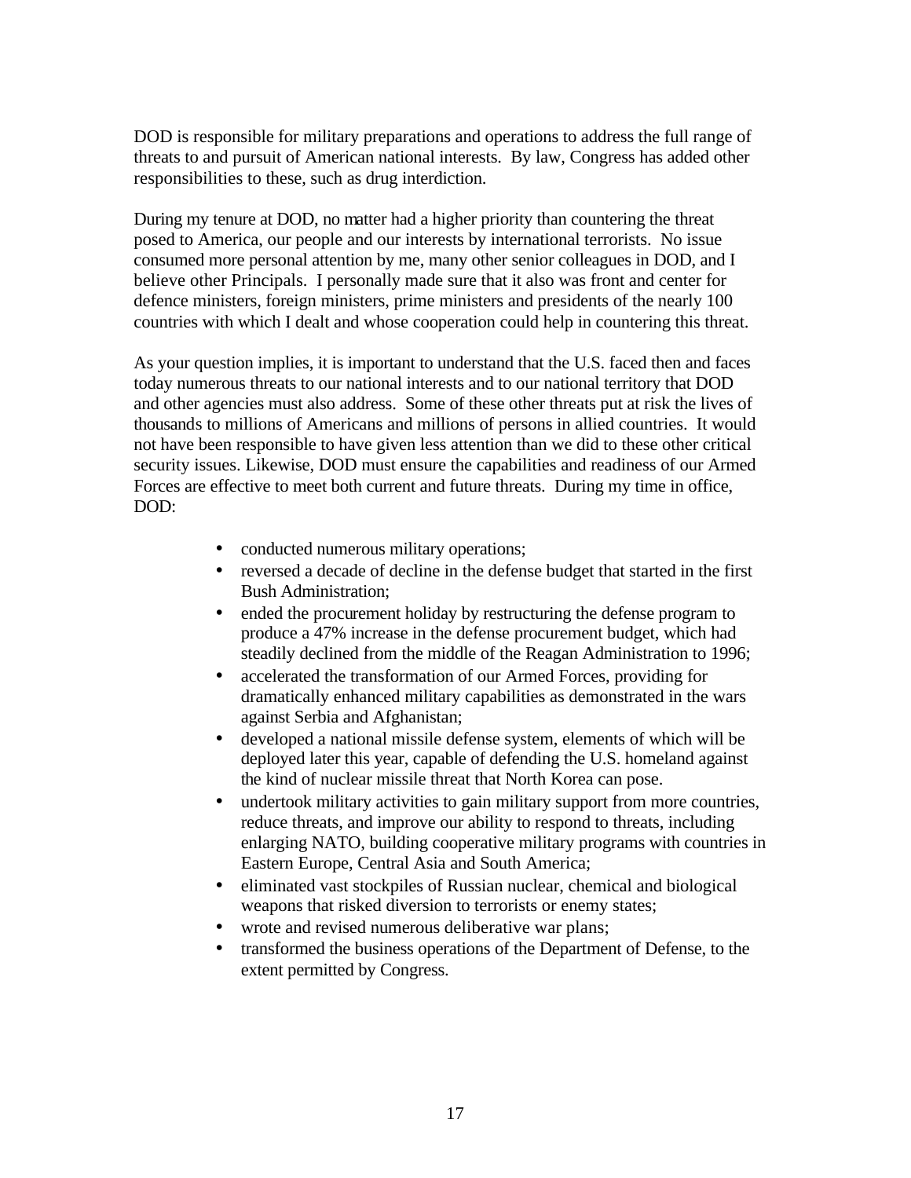DOD is responsible for military preparations and operations to address the full range of threats to and pursuit of American national interests. By law, Congress has added other responsibilities to these, such as drug interdiction.

During my tenure at DOD, no matter had a higher priority than countering the threat posed to America, our people and our interests by international terrorists. No issue consumed more personal attention by me, many other senior colleagues in DOD, and I believe other Principals. I personally made sure that it also was front and center for defence ministers, foreign ministers, prime ministers and presidents of the nearly 100 countries with which I dealt and whose cooperation could help in countering this threat.

As your question implies, it is important to understand that the U.S. faced then and faces today numerous threats to our national interests and to our national territory that DOD and other agencies must also address. Some of these other threats put at risk the lives of thousands to millions of Americans and millions of persons in allied countries. It would not have been responsible to have given less attention than we did to these other critical security issues. Likewise, DOD must ensure the capabilities and readiness of our Armed Forces are effective to meet both current and future threats. During my time in office, DOD:

- conducted numerous military operations;
- reversed a decade of decline in the defense budget that started in the first Bush Administration;
- ended the procurement holiday by restructuring the defense program to produce a 47% increase in the defense procurement budget, which had steadily declined from the middle of the Reagan Administration to 1996;
- accelerated the transformation of our Armed Forces, providing for dramatically enhanced military capabilities as demonstrated in the wars against Serbia and Afghanistan;
- developed a national missile defense system, elements of which will be deployed later this year, capable of defending the U.S. homeland against the kind of nuclear missile threat that North Korea can pose.
- undertook military activities to gain military support from more countries, reduce threats, and improve our ability to respond to threats, including enlarging NATO, building cooperative military programs with countries in Eastern Europe, Central Asia and South America;
- eliminated vast stockpiles of Russian nuclear, chemical and biological weapons that risked diversion to terrorists or enemy states;
- wrote and revised numerous deliberative war plans;
- transformed the business operations of the Department of Defense, to the extent permitted by Congress.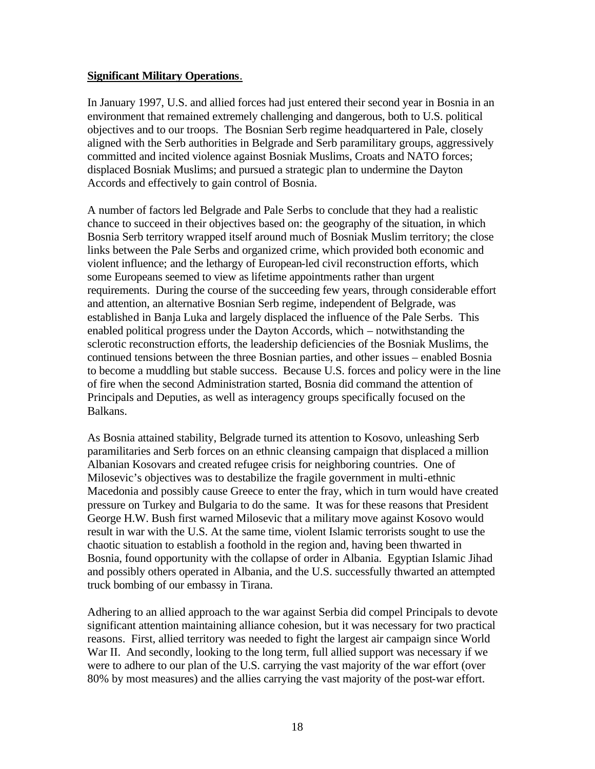**Significant Military Operations**.

In January 1997, U.S. and allied forces had just entered their second year in Bosnia in an environment that remained extremely challenging and dangerous, both to U.S. political objectives and to our troops. The Bosnian Serb regime headquartered in Pale, closely aligned with the Serb authorities in Belgrade and Serb paramilitary groups, aggressively committed and incited violence against Bosniak Muslims, Croats and NATO forces; displaced Bosniak Muslims; and pursued a strategic plan to undermine the Dayton Accords and effectively to gain control of Bosnia.

A number of factors led Belgrade and Pale Serbs to conclude that they had a realistic chance to succeed in their objectives based on: the geography of the situation, in which Bosnia Serb territory wrapped itself around much of Bosniak Muslim territory; the close links between the Pale Serbs and organized crime, which provided both economic and violent influence; and the lethargy of European-led civil reconstruction efforts, which some Europeans seemed to view as lifetime appointments rather than urgent requirements. During the course of the succeeding few years, through considerable effort and attention, an alternative Bosnian Serb regime, independent of Belgrade, was established in Banja Luka and largely displaced the influence of the Pale Serbs. This enabled political progress under the Dayton Accords, which – notwithstanding the sclerotic reconstruction efforts, the leadership deficiencies of the Bosniak Muslims, the continued tensions between the three Bosnian parties, and other issues – enabled Bosnia to become a muddling but stable success. Because U.S. forces and policy were in the line of fire when the second Administration started, Bosnia did command the attention of Principals and Deputies, as well as interagency groups specifically focused on the Balkans.

As Bosnia attained stability, Belgrade turned its attention to Kosovo, unleashing Serb paramilitaries and Serb forces on an ethnic cleansing campaign that displaced a million Albanian Kosovars and created refugee crisis for neighboring countries. One of Milosevic's objectives was to destabilize the fragile government in multi-ethnic Macedonia and possibly cause Greece to enter the fray, which in turn would have created pressure on Turkey and Bulgaria to do the same. It was for these reasons that President George H.W. Bush first warned Milosevic that a military move against Kosovo would result in war with the U.S. At the same time, violent Islamic terrorists sought to use the chaotic situation to establish a foothold in the region and, having been thwarted in Bosnia, found opportunity with the collapse of order in Albania. Egyptian Islamic Jihad and possibly others operated in Albania, and the U.S. successfully thwarted an attempted truck bombing of our embassy in Tirana.

Adhering to an allied approach to the war against Serbia did compel Principals to devote significant attention maintaining alliance cohesion, but it was necessary for two practical reasons. First, allied territory was needed to fight the largest air campaign since World War II. And secondly, looking to the long term, full allied support was necessary if we were to adhere to our plan of the U.S. carrying the vast majority of the war effort (over 80% by most measures) and the allies carrying the vast majority of the post-war effort.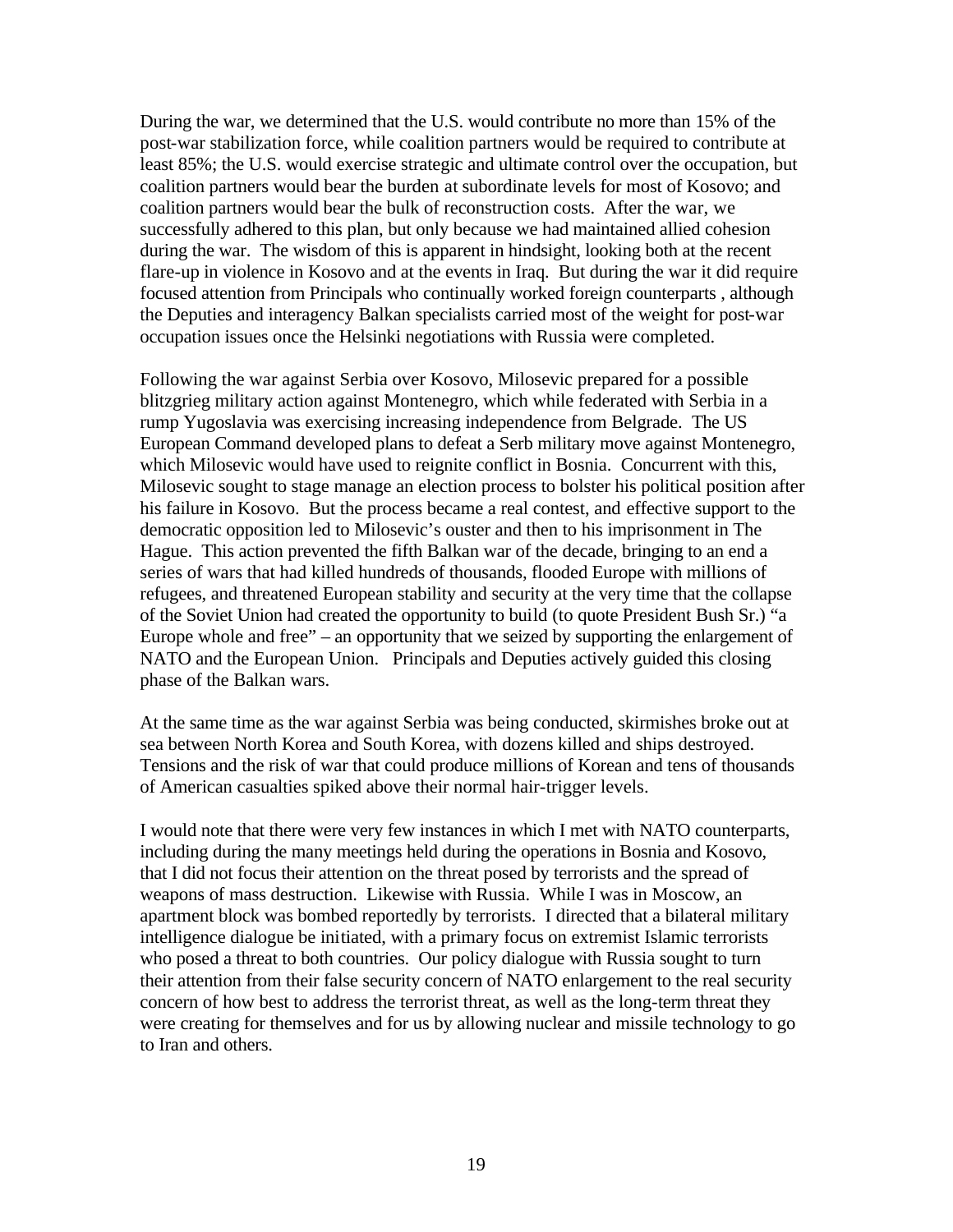During the war, we determined that the U.S. would contribute no more than 15% of the post-war stabilization force, while coalition partners would be required to contribute at least 85%; the U.S. would exercise strategic and ultimate control over the occupation, but coalition partners would bear the burden at subordinate levels for most of Kosovo; and coalition partners would bear the bulk of reconstruction costs. After the war, we successfully adhered to this plan, but only because we had maintained allied cohesion during the war. The wisdom of this is apparent in hindsight, looking both at the recent flare-up in violence in Kosovo and at the events in Iraq. But during the war it did require focused attention from Principals who continually worked foreign counterparts , although the Deputies and interagency Balkan specialists carried most of the weight for post-war occupation issues once the Helsinki negotiations with Russia were completed.

Following the war against Serbia over Kosovo, Milosevic prepared for a possible blitzgrieg military action against Montenegro, which while federated with Serbia in a rump Yugoslavia was exercising increasing independence from Belgrade. The US European Command developed plans to defeat a Serb military move against Montenegro, which Milosevic would have used to reignite conflict in Bosnia. Concurrent with this, Milosevic sought to stage manage an election process to bolster his political position after his failure in Kosovo. But the process became a real contest, and effective support to the democratic opposition led to Milosevic's ouster and then to his imprisonment in The Hague. This action prevented the fifth Balkan war of the decade, bringing to an end a series of wars that had killed hundreds of thousands, flooded Europe with millions of refugees, and threatened European stability and security at the very time that the collapse of the Soviet Union had created the opportunity to build (to quote President Bush Sr.) "a Europe whole and free" – an opportunity that we seized by supporting the enlargement of NATO and the European Union. Principals and Deputies actively guided this closing phase of the Balkan wars.

At the same time as the war against Serbia was being conducted, skirmishes broke out at sea between North Korea and South Korea, with dozens killed and ships destroyed. Tensions and the risk of war that could produce millions of Korean and tens of thousands of American casualties spiked above their normal hair-trigger levels.

I would note that there were very few instances in which I met with NATO counterparts, including during the many meetings held during the operations in Bosnia and Kosovo, that I did not focus their attention on the threat posed by terrorists and the spread of weapons of mass destruction. Likewise with Russia. While I was in Moscow, an apartment block was bombed reportedly by terrorists. I directed that a bilateral military intelligence dialogue be initiated, with a primary focus on extremist Islamic terrorists who posed a threat to both countries. Our policy dialogue with Russia sought to turn their attention from their false security concern of NATO enlargement to the real security concern of how best to address the terrorist threat, as well as the long-term threat they were creating for themselves and for us by allowing nuclear and missile technology to go to Iran and others.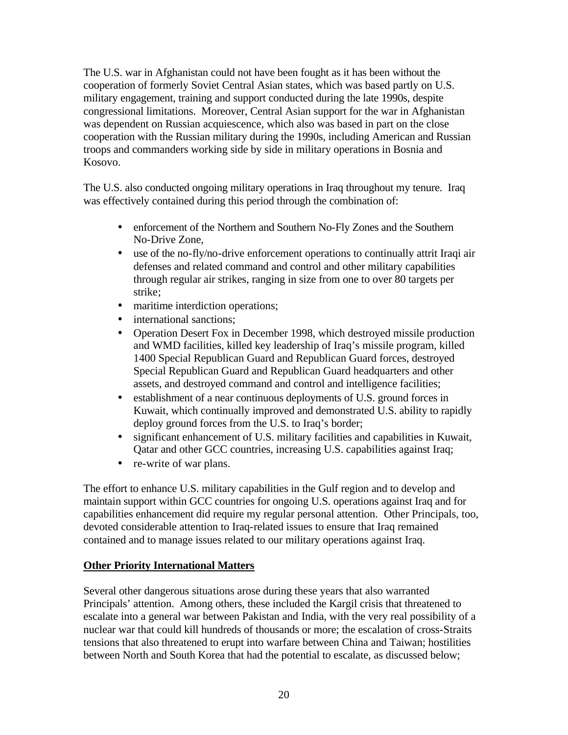The U.S. war in Afghanistan could not have been fought as it has been without the cooperation of formerly Soviet Central Asian states, which was based partly on U.S. military engagement, training and support conducted during the late 1990s, despite congressional limitations. Moreover, Central Asian support for the war in Afghanistan was dependent on Russian acquiescence, which also was based in part on the close cooperation with the Russian military during the 1990s, including American and Russian troops and commanders working side by side in military operations in Bosnia and Kosovo.

The U.S. also conducted ongoing military operations in Iraq throughout my tenure. Iraq was effectively contained during this period through the combination of:

- enforcement of the Northern and Southern No-Fly Zones and the Southern No-Drive Zone,
- use of the no-fly/no-drive enforcement operations to continually attrit Iraqi air defenses and related command and control and other military capabilities through regular air strikes, ranging in size from one to over 80 targets per strike;
- maritime interdiction operations;
- international sanctions;
- Operation Desert Fox in December 1998, which destroyed missile production and WMD facilities, killed key leadership of Iraq's missile program, killed 1400 Special Republican Guard and Republican Guard forces, destroyed Special Republican Guard and Republican Guard headquarters and other assets, and destroyed command and control and intelligence facilities;
- establishment of a near continuous deployments of U.S. ground forces in Kuwait, which continually improved and demonstrated U.S. ability to rapidly deploy ground forces from the U.S. to Iraq's border;
- significant enhancement of U.S. military facilities and capabilities in Kuwait, Qatar and other GCC countries, increasing U.S. capabilities against Iraq;
- re-write of war plans.

The effort to enhance U.S. military capabilities in the Gulf region and to develop and maintain support within GCC countries for ongoing U.S. operations against Iraq and for capabilities enhancement did require my regular personal attention. Other Principals, too, devoted considerable attention to Iraq-related issues to ensure that Iraq remained contained and to manage issues related to our military operations against Iraq.

**Other Priority International Matters**

Several other dangerous situations arose during these years that also warranted Principals' attention. Among others, these included the Kargil crisis that threatened to escalate into a general war between Pakistan and India, with the very real possibility of a nuclear war that could kill hundreds of thousands or more; the escalation of cross-Straits tensions that also threatened to erupt into warfare between China and Taiwan; hostilities between North and South Korea that had the potential to escalate, as discussed below;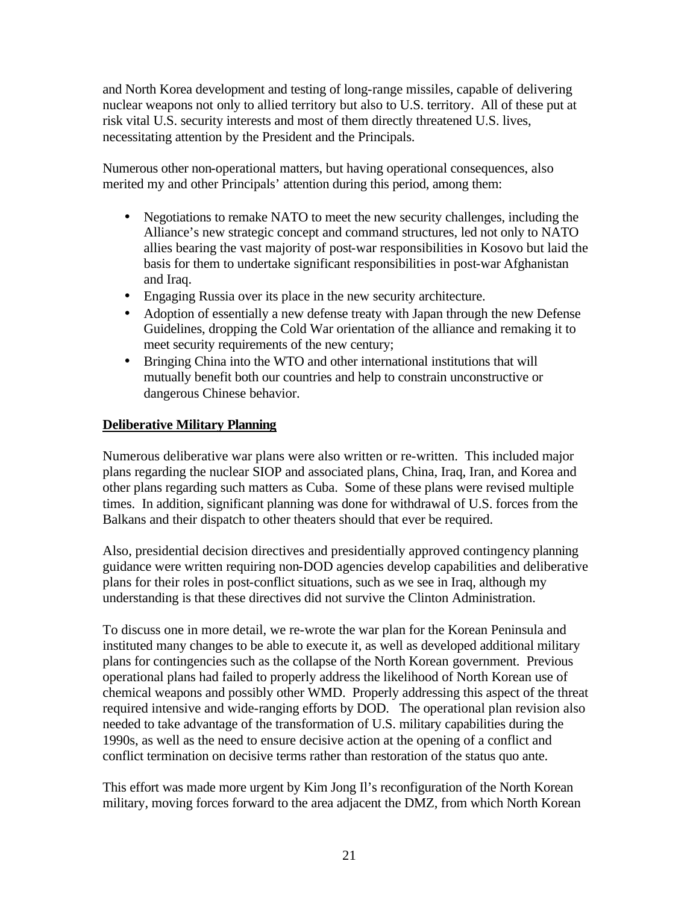and North Korea development and testing of long-range missiles, capable of delivering nuclear weapons not only to allied territory but also to U.S. territory. All of these put at risk vital U.S. security interests and most of them directly threatened U.S. lives, necessitating attention by the President and the Principals.

Numerous other non-operational matters, but having operational consequences, also merited my and other Principals' attention during this period, among them:

- Negotiations to remake NATO to meet the new security challenges, including the Alliance's new strategic concept and command structures, led not only to NATO allies bearing the vast majority of post-war responsibilities in Kosovo but laid the basis for them to undertake significant responsibilities in post-war Afghanistan and Iraq.
- Engaging Russia over its place in the new security architecture.
- Adoption of essentially a new defense treaty with Japan through the new Defense Guidelines, dropping the Cold War orientation of the alliance and remaking it to meet security requirements of the new century;
- Bringing China into the WTO and other international institutions that will mutually benefit both our countries and help to constrain unconstructive or dangerous Chinese behavior.

**Deliberative Military Planning**

Numerous deliberative war plans were also written or re-written. This included major plans regarding the nuclear SIOP and associated plans, China, Iraq, Iran, and Korea and other plans regarding such matters as Cuba. Some of these plans were revised multiple times. In addition, significant planning was done for withdrawal of U.S. forces from the Balkans and their dispatch to other theaters should that ever be required.

Also, presidential decision directives and presidentially approved contingency planning guidance were written requiring non-DOD agencies develop capabilities and deliberative plans for their roles in post-conflict situations, such as we see in Iraq, although my understanding is that these directives did not survive the Clinton Administration.

To discuss one in more detail, we re-wrote the war plan for the Korean Peninsula and instituted many changes to be able to execute it, as well as developed additional military plans for contingencies such as the collapse of the North Korean government. Previous operational plans had failed to properly address the likelihood of North Korean use of chemical weapons and possibly other WMD. Properly addressing this aspect of the threat required intensive and wide-ranging efforts by DOD. The operational plan revision also needed to take advantage of the transformation of U.S. military capabilities during the 1990s, as well as the need to ensure decisive action at the opening of a conflict and conflict termination on decisive terms rather than restoration of the status quo ante.

This effort was made more urgent by Kim Jong Il's reconfiguration of the North Korean military, moving forces forward to the area adjacent the DMZ, from which North Korean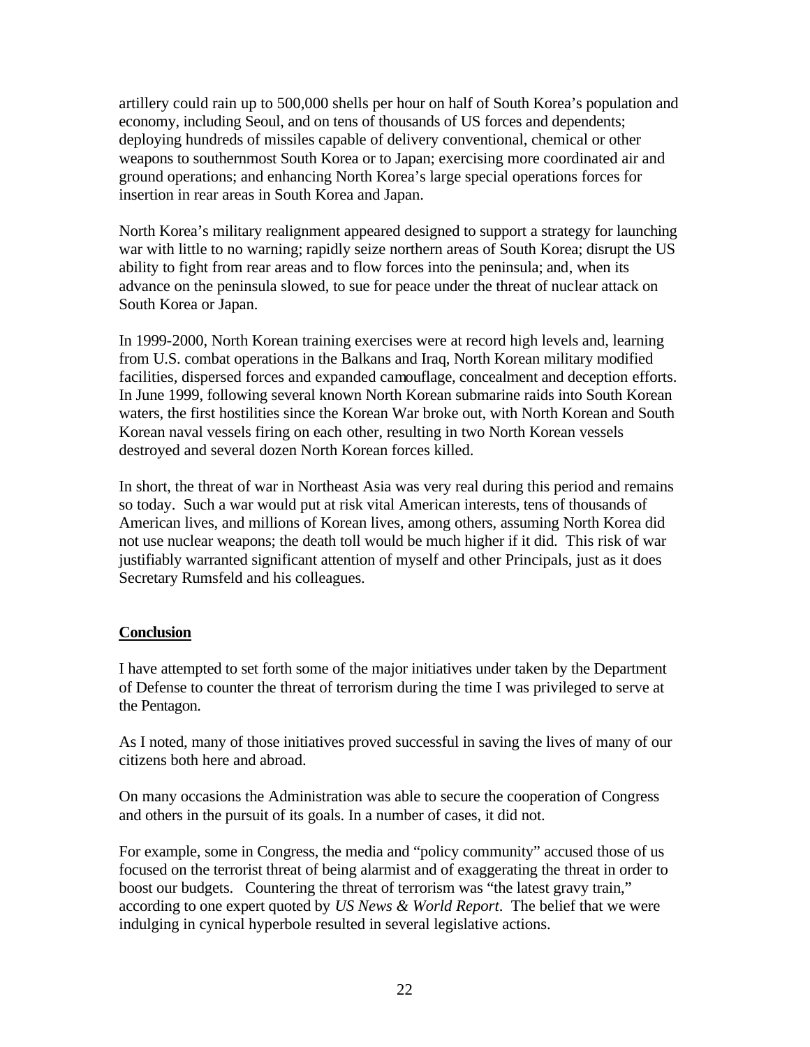artillery could rain up to 500,000 shells per hour on half of South Korea's population and economy, including Seoul, and on tens of thousands of US forces and dependents; deploying hundreds of missiles capable of delivery conventional, chemical or other weapons to southernmost South Korea or to Japan; exercising more coordinated air and ground operations; and enhancing North Korea's large special operations forces for insertion in rear areas in South Korea and Japan.

North Korea's military realignment appeared designed to support a strategy for launching war with little to no warning; rapidly seize northern areas of South Korea; disrupt the US ability to fight from rear areas and to flow forces into the peninsula; and, when its advance on the peninsula slowed, to sue for peace under the threat of nuclear attack on South Korea or Japan.

In 1999-2000, North Korean training exercises were at record high levels and, learning from U.S. combat operations in the Balkans and Iraq, North Korean military modified facilities, dispersed forces and expanded camouflage, concealment and deception efforts. In June 1999, following several known North Korean submarine raids into South Korean waters, the first hostilities since the Korean War broke out, with North Korean and South Korean naval vessels firing on each other, resulting in two North Korean vessels destroyed and several dozen North Korean forces killed.

In short, the threat of war in Northeast Asia was very real during this period and remains so today. Such a war would put at risk vital American interests, tens of thousands of American lives, and millions of Korean lives, among others, assuming North Korea did not use nuclear weapons; the death toll would be much higher if it did. This risk of war justifiably warranted significant attention of myself and other Principals, just as it does Secretary Rumsfeld and his colleagues.

**Conclusion**

I have attempted to set forth some of the major initiatives under taken by the Department of Defense to counter the threat of terrorism during the time I was privileged to serve at the Pentagon.

As I noted, many of those initiatives proved successful in saving the lives of many of our citizens both here and abroad.

On many occasions the Administration was able to secure the cooperation of Congress and others in the pursuit of its goals. In a number of cases, it did not.

For example, some in Congress, the media and "policy community" accused those of us focused on the terrorist threat of being alarmist and of exaggerating the threat in order to boost our budgets. Countering the threat of terrorism was "the latest gravy train," according to one expert quoted by *US News & World Report*. The belief that we were indulging in cynical hyperbole resulted in several legislative actions.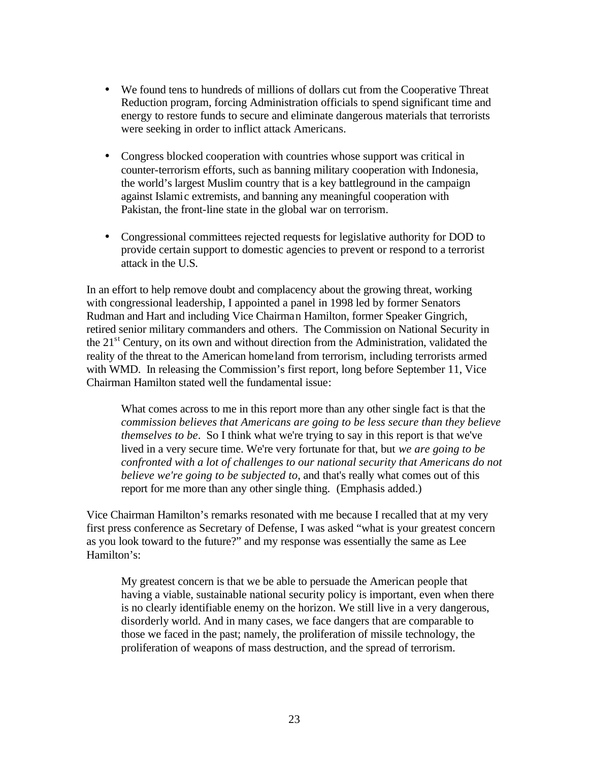- We found tens to hundreds of millions of dollars cut from the Cooperative Threat Reduction program, forcing Administration officials to spend significant time and energy to restore funds to secure and eliminate dangerous materials that terrorists were seeking in order to inflict attack Americans.

- Congress blocked cooperation with countries whose support was critical in counter-terrorism efforts, such as banning military cooperation with Indonesia, the world's largest Muslim country that is a key battleground in the campaign against Islamic extremists, and banning any meaningful cooperation with Pakistan, the front-line state in the global war on terrorism.

- Congressional committees rejected requests for legislative authority for DOD to provide certain support to domestic agencies to prevent or respond to a terrorist attack in the U.S.

In an effort to help remove doubt and complacency about the growing threat, working with congressional leadership, I appointed a panel in 1998 led by former Senators Rudman and Hart and including Vice Chairman Hamilton, former Speaker Gingrich, retired senior military commanders and others. The Commission on National Security in the 21st Century, on its own and without direction from the Administration, validated the reality of the threat to the American homeland from terrorism, including terrorists armed with WMD. In releasing the Commission's first report, long before September 11, Vice Chairman Hamilton stated well the fundamental issue:

> What comes across to me in this report more than any other single fact is that the *commission believes that Americans are going to be less secure than they believe themselves to be*. So I think what we're trying to say in this report is that we've lived in a very secure time. We're very fortunate for that, but *we are going to be confronted with a lot of challenges to our national security that Americans do not believe we're going to be subjected to,* and that's really what comes out of this report for me more than any other single thing. (Emphasis added.)

Vice Chairman Hamilton's remarks resonated with me because I recalled that at my very first press conference as Secretary of Defense, I was asked "what is your greatest concern as you look toward to the future?" and my response was essentially the same as Lee Hamilton's:

> My greatest concern is that we be able to persuade the American people that having a viable, sustainable national security policy is important, even when there is no clearly identifiable enemy on the horizon. We still live in a very dangerous, disorderly world. And in many cases, we face dangers that are comparable to those we faced in the past; namely, the proliferation of missile technology, the proliferation of weapons of mass destruction, and the spread of terrorism.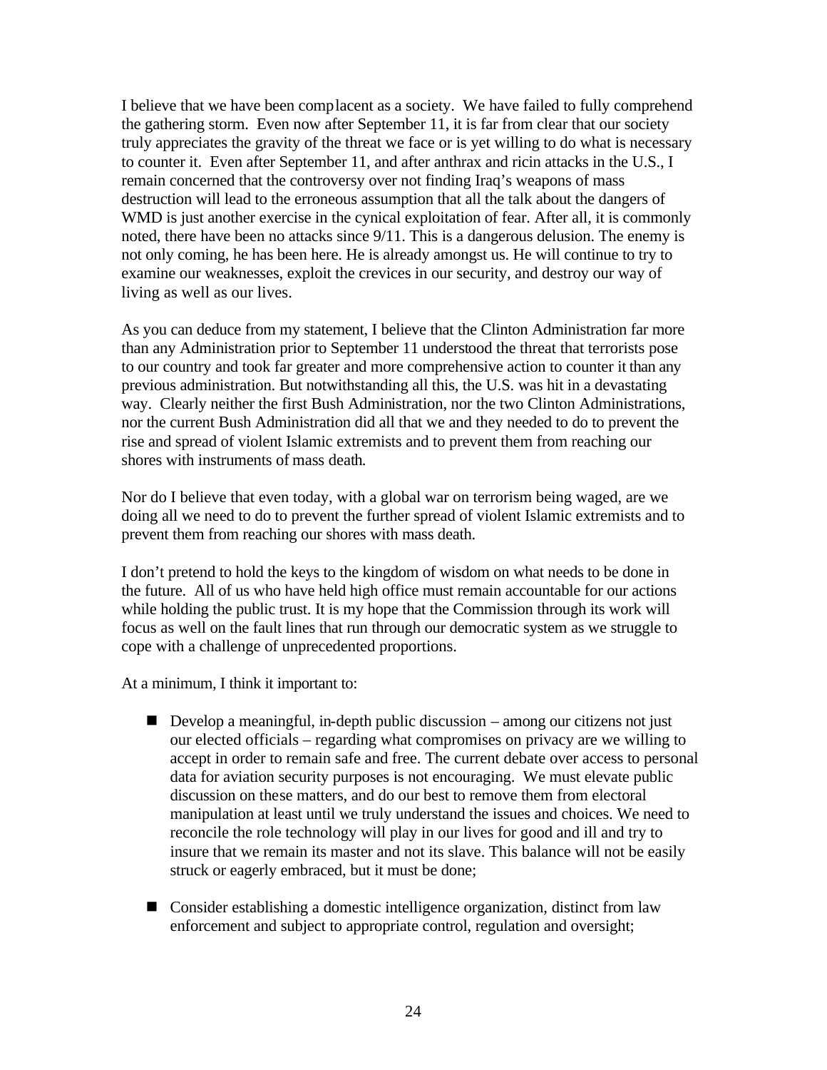I believe that we have been complacent as a society. We have failed to fully comprehend the gathering storm. Even now after September 11, it is far from clear that our society truly appreciates the gravity of the threat we face or is yet willing to do what is necessary to counter it. Even after September 11, and after anthrax and ricin attacks in the U.S., I remain concerned that the controversy over not finding Iraq's weapons of mass destruction will lead to the erroneous assumption that all the talk about the dangers of WMD is just another exercise in the cynical exploitation of fear. After all, it is commonly noted, there have been no attacks since 9/11. This is a dangerous delusion. The enemy is not only coming, he has been here. He is already amongst us. He will continue to try to examine our weaknesses, exploit the crevices in our security, and destroy our way of living as well as our lives.

As you can deduce from my statement, I believe that the Clinton Administration far more than any Administration prior to September 11 understood the threat that terrorists pose to our country and took far greater and more comprehensive action to counter it than any previous administration. But notwithstanding all this, the U.S. was hit in a devastating way. Clearly neither the first Bush Administration, nor the two Clinton Administrations, nor the current Bush Administration did all that we and they needed to do to prevent the rise and spread of violent Islamic extremists and to prevent them from reaching our shores with instruments of mass death.

Nor do I believe that even today, with a global war on terrorism being waged, are we doing all we need to do to prevent the further spread of violent Islamic extremists and to prevent them from reaching our shores with mass death.

I don't pretend to hold the keys to the kingdom of wisdom on what needs to be done in the future. All of us who have held high office must remain accountable for our actions while holding the public trust. It is my hope that the Commission through its work will focus as well on the fault lines that run through our democratic system as we struggle to cope with a challenge of unprecedented proportions.

At a minimum, I think it important to:

- Develop a meaningful, in-depth public discussion – among our citizens not just our elected officials – regarding what compromises on privacy are we willing to accept in order to remain safe and free. The current debate over access to personal data for aviation security purposes is not encouraging. We must elevate public discussion on these matters, and do our best to remove them from electoral manipulation at least until we truly understand the issues and choices. We need to reconcile the role technology will play in our lives for good and ill and try to insure that we remain its master and not its slave. This balance will not be easily struck or eagerly embraced, but it must be done;

- Consider establishing a domestic intelligence organization, distinct from law enforcement and subject to appropriate control, regulation and oversight;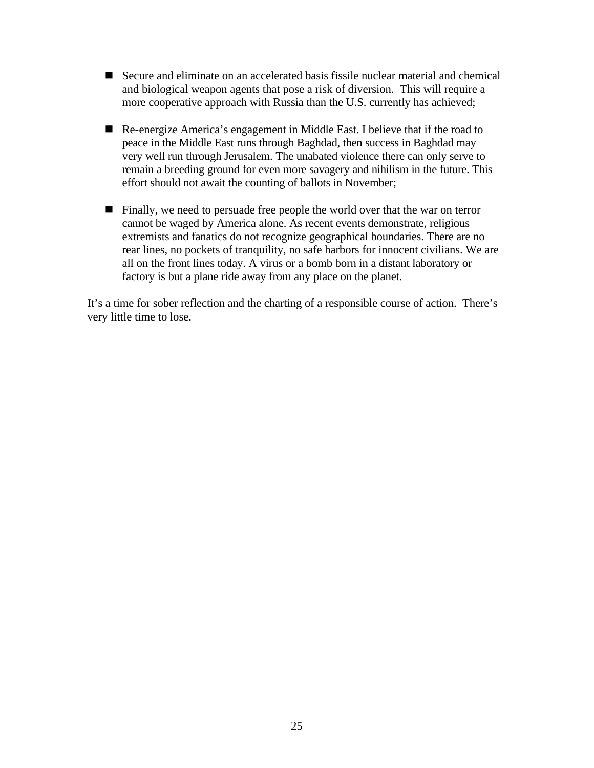- Secure and eliminate on an accelerated basis fissile nuclear material and chemical and biological weapon agents that pose a risk of diversion. This will require a more cooperative approach with Russia than the U.S. currently has achieved;

- Re-energize America's engagement in Middle East. I believe that if the road to peace in the Middle East runs through Baghdad, then success in Baghdad may very well run through Jerusalem. The unabated violence there can only serve to remain a breeding ground for even more savagery and nihilism in the future. This effort should not await the counting of ballots in November;

- Finally, we need to persuade free people the world over that the war on terror cannot be waged by America alone. As recent events demonstrate, religious extremists and fanatics do not recognize geographical boundaries. There are no rear lines, no pockets of tranquility, no safe harbors for innocent civilians. We are all on the front lines today. A virus or a bomb born in a distant laboratory or factory is but a plane ride away from any place on the planet.

It's a time for sober reflection and the charting of a responsible course of action. There's very little time to lose.